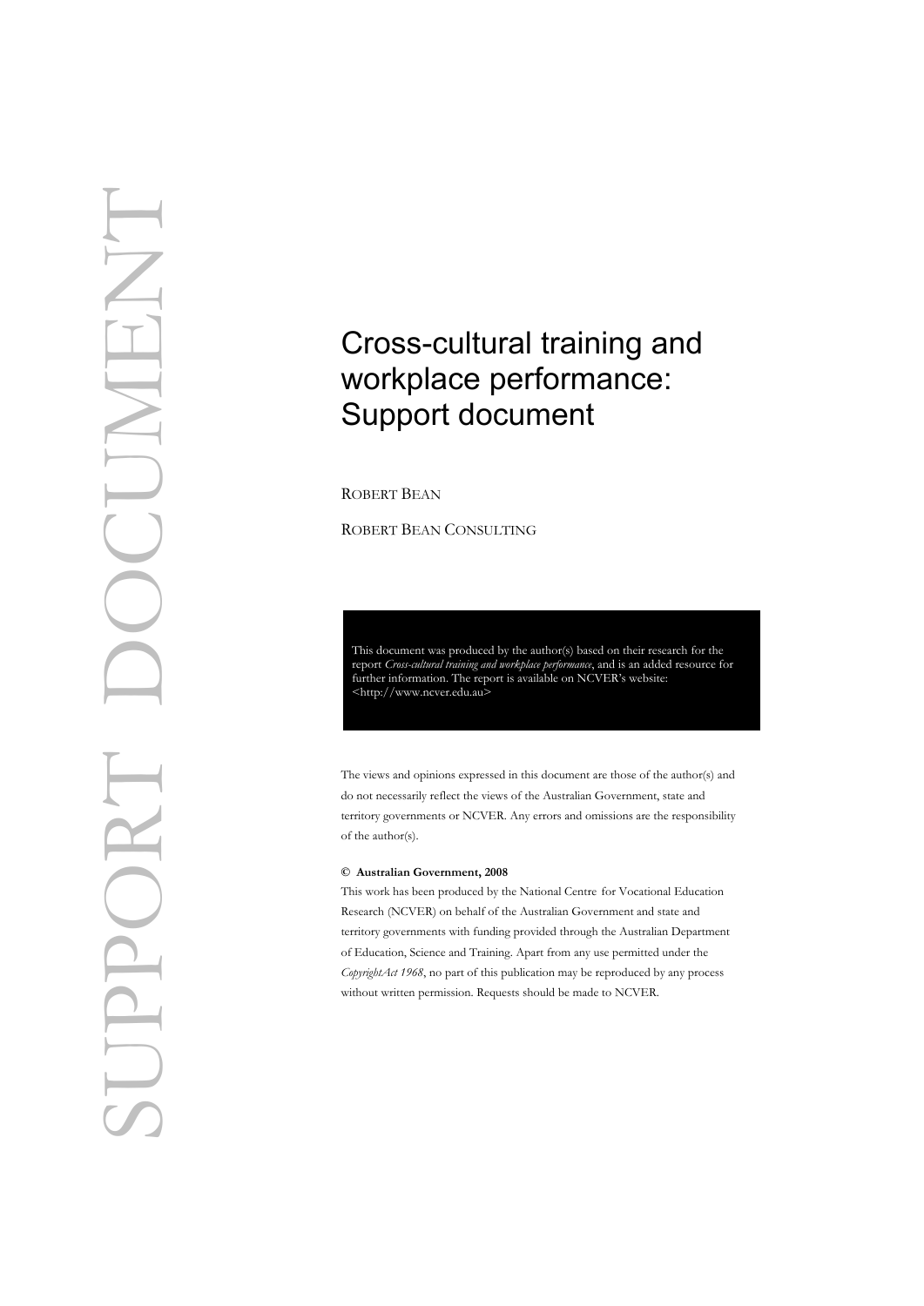SUPPORT DOCUMENT

# Cross-cultural training and workplace performance: Support document

ROBERT BEAN

ROBERT BEAN CONSULTING

This document was produced by the author(s) based on their research for the report *Cross-cultural training and workplace performance*, and is an added resource for further information. The report is available on NCVER's website: <http://www.ncver.edu.au>

The views and opinions expressed in this document are those of the author(s) and do not necessarily reflect the views of the Australian Government, state and territory governments or NCVER. Any errors and omissions are the responsibility of the author(s).

**© Australian Government, 2008**

This work has been produced by the National Centre for Vocational Education Research (NCVER) on behalf of the Australian Government and state and territory governments with funding provided through the Australian Department of Education, Science and Training. Apart from any use permitted under the *CopyrightAct 1968*, no part of this publication may be reproduced by any process without written permission. Requests should be made to NCVER.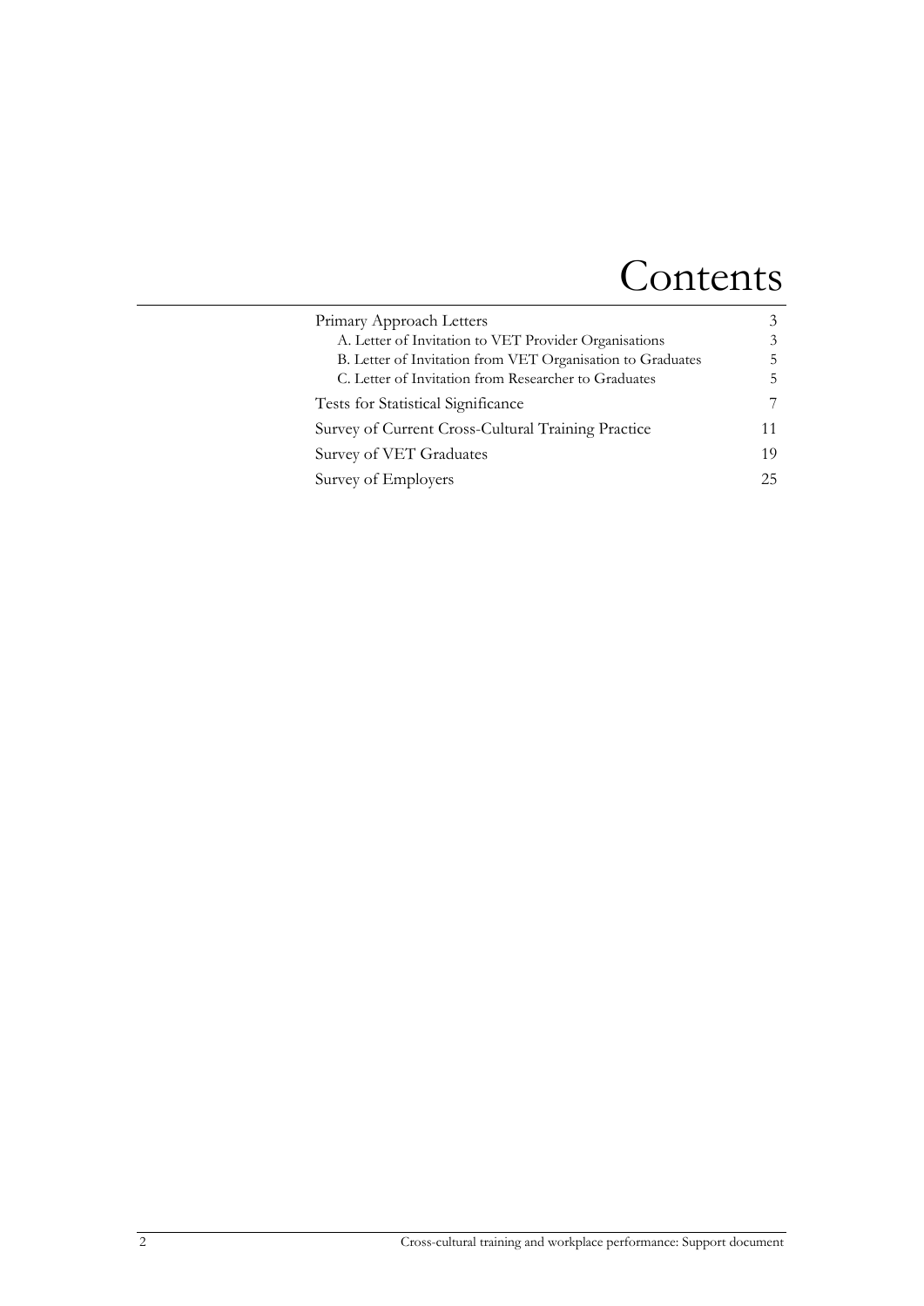# Contents

| | |
|---|---|
| Primary Approach Letters | 3 |
| A. Letter of Invitation to VET Provider Organisations | 3 |
| B. Letter of Invitation from VET Organisation to Graduates | 5 |
| C. Letter of Invitation from Researcher to Graduates | 5 |
| Tests for Statistical Significance | 7 |
| Survey of Current Cross-Cultural Training Practice | 11 |
| Survey of VET Graduates | 19 |
| Survey of Employers | 25 |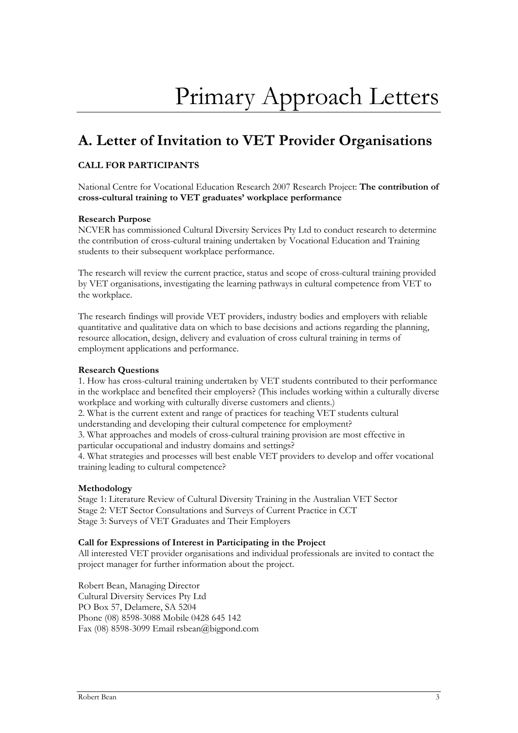# Primary Approach Letters

## A. Letter of Invitation to VET Provider Organisations

**CALL FOR PARTICIPANTS**

National Centre for Vocational Education Research 2007 Research Project: **The contribution of cross-cultural training to VET graduates' workplace performance**

**Research Purpose**
NCVER has commissioned Cultural Diversity Services Pty Ltd to conduct research to determine the contribution of cross-cultural training undertaken by Vocational Education and Training students to their subsequent workplace performance.

The research will review the current practice, status and scope of cross-cultural training provided by VET organisations, investigating the learning pathways in cultural competence from VET to the workplace.

The research findings will provide VET providers, industry bodies and employers with reliable quantitative and qualitative data on which to base decisions and actions regarding the planning, resource allocation, design, delivery and evaluation of cross cultural training in terms of employment applications and performance.

**Research Questions**
1. How has cross-cultural training undertaken by VET students contributed to their performance in the workplace and benefited their employers? (This includes working within a culturally diverse workplace and working with culturally diverse customers and clients.)
2. What is the current extent and range of practices for teaching VET students cultural understanding and developing their cultural competence for employment?
3. What approaches and models of cross-cultural training provision are most effective in particular occupational and industry domains and settings?
4. What strategies and processes will best enable VET providers to develop and offer vocational training leading to cultural competence?

**Methodology**
Stage 1: Literature Review of Cultural Diversity Training in the Australian VET Sector
Stage 2: VET Sector Consultations and Surveys of Current Practice in CCT
Stage 3: Surveys of VET Graduates and Their Employers

**Call for Expressions of Interest in Participating in the Project**
All interested VET provider organisations and individual professionals are invited to contact the project manager for further information about the project.

Robert Bean, Managing Director
Cultural Diversity Services Pty Ltd
PO Box 57, Delamere, SA 5204
Phone (08) 8598-3088 Mobile 0428 645 142
Fax (08) 8598-3099 Email rsbean@bigpond.com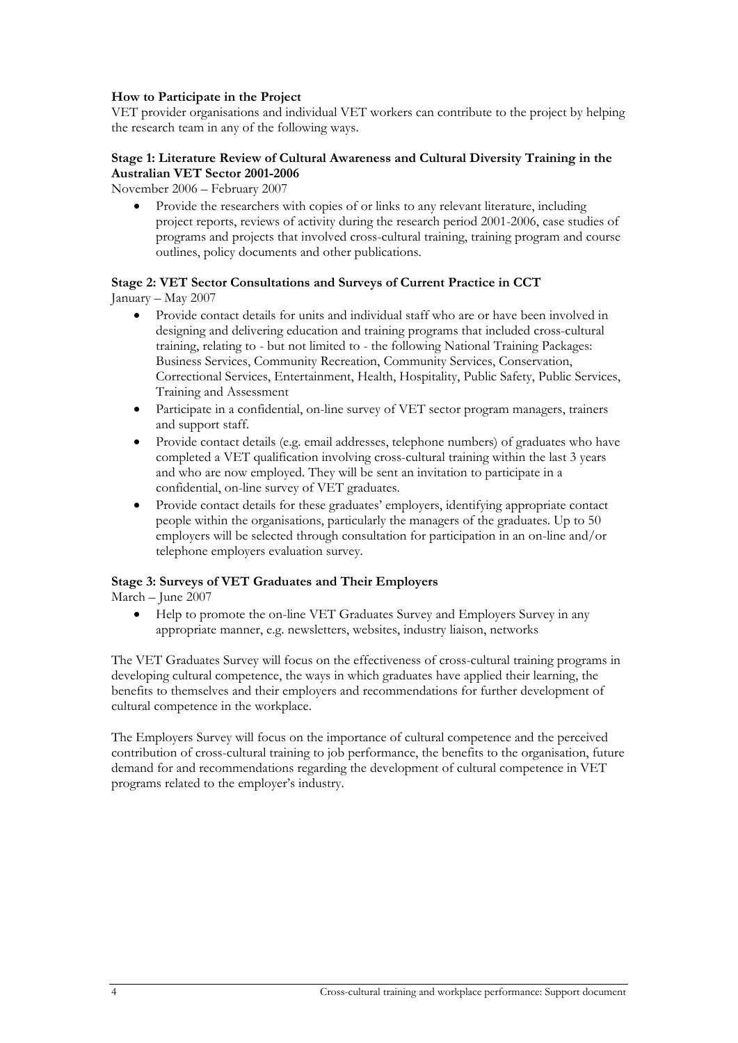**How to Participate in the Project**

VET provider organisations and individual VET workers can contribute to the project by helping the research team in any of the following ways.

**Stage 1: Literature Review of Cultural Awareness and Cultural Diversity Training in the Australian VET Sector 2001-2006**

November 2006 – February 2007

- Provide the researchers with copies of or links to any relevant literature, including project reports, reviews of activity during the research period 2001-2006, case studies of programs and projects that involved cross-cultural training, training program and course outlines, policy documents and other publications.

**Stage 2: VET Sector Consultations and Surveys of Current Practice in CCT**

January – May 2007

- Provide contact details for units and individual staff who are or have been involved in designing and delivering education and training programs that included cross-cultural training, relating to - but not limited to - the following National Training Packages: Business Services, Community Recreation, Community Services, Conservation, Correctional Services, Entertainment, Health, Hospitality, Public Safety, Public Services, Training and Assessment
- Participate in a confidential, on-line survey of VET sector program managers, trainers and support staff.
- Provide contact details (e.g. email addresses, telephone numbers) of graduates who have completed a VET qualification involving cross-cultural training within the last 3 years and who are now employed. They will be sent an invitation to participate in a confidential, on-line survey of VET graduates.
- Provide contact details for these graduates' employers, identifying appropriate contact people within the organisations, particularly the managers of the graduates. Up to 50 employers will be selected through consultation for participation in an on-line and/or telephone employers evaluation survey.

**Stage 3: Surveys of VET Graduates and Their Employers**

March – June 2007

- Help to promote the on-line VET Graduates Survey and Employers Survey in any appropriate manner, e.g. newsletters, websites, industry liaison, networks

The VET Graduates Survey will focus on the effectiveness of cross-cultural training programs in developing cultural competence, the ways in which graduates have applied their learning, the benefits to themselves and their employers and recommendations for further development of cultural competence in the workplace.

The Employers Survey will focus on the importance of cultural competence and the perceived contribution of cross-cultural training to job performance, the benefits to the organisation, future demand for and recommendations regarding the development of cultural competence in VET programs related to the employer's industry.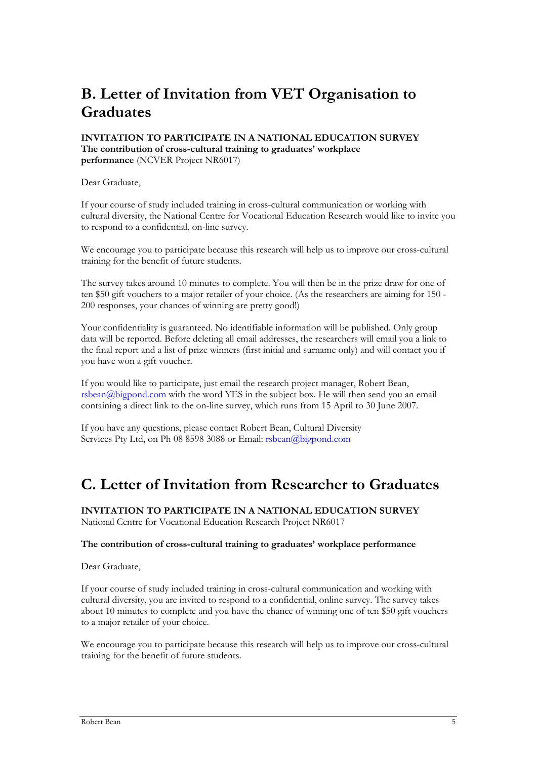## B. Letter of Invitation from VET Organisation to Graduates

**INVITATION TO PARTICIPATE IN A NATIONAL EDUCATION SURVEY**
**The contribution of cross-cultural training to graduates' workplace performance** (NCVER Project NR6017)

Dear Graduate,

If your course of study included training in cross-cultural communication or working with cultural diversity, the National Centre for Vocational Education Research would like to invite you to respond to a confidential, on-line survey.

We encourage you to participate because this research will help us to improve our cross-cultural training for the benefit of future students.

The survey takes around 10 minutes to complete. You will then be in the prize draw for one of ten $50 gift vouchers to a major retailer of your choice. (As the researchers are aiming for 150 - 200 responses, your chances of winning are pretty good!)

Your confidentiality is guaranteed. No identifiable information will be published. Only group data will be reported. Before deleting all email addresses, the researchers will email you a link to the final report and a list of prize winners (first initial and surname only) and will contact you if you have won a gift voucher.

If you would like to participate, just email the research project manager, Robert Bean, rsbean@bigpond.com with the word YES in the subject box. He will then send you an email containing a direct link to the on-line survey, which runs from 15 April to 30 June 2007.

If you have any questions, please contact Robert Bean, Cultural Diversity Services Pty Ltd, on Ph 08 8598 3088 or Email: rsbean@bigpond.com

## C. Letter of Invitation from Researcher to Graduates

**INVITATION TO PARTICIPATE IN A NATIONAL EDUCATION SURVEY**
National Centre for Vocational Education Research Project NR6017

**The contribution of cross-cultural training to graduates' workplace performance**

Dear Graduate,

If your course of study included training in cross-cultural communication and working with cultural diversity, you are invited to respond to a confidential, online survey. The survey takes about 10 minutes to complete and you have the chance of winning one of ten $50 gift vouchers to a major retailer of your choice.

We encourage you to participate because this research will help us to improve our cross-cultural training for the benefit of future students.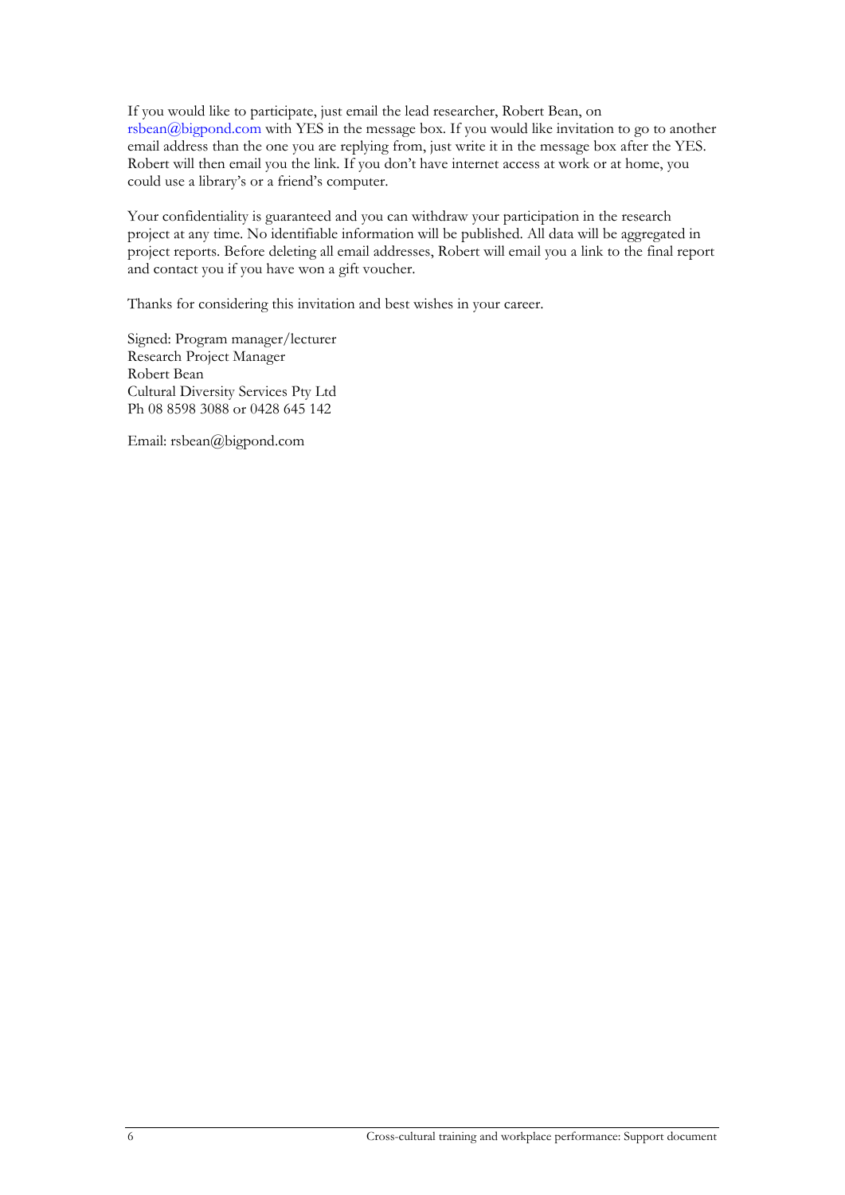If you would like to participate, just email the lead researcher, Robert Bean, on rsbean@bigpond.com with YES in the message box. If you would like invitation to go to another email address than the one you are replying from, just write it in the message box after the YES. Robert will then email you the link. If you don't have internet access at work or at home, you could use a library's or a friend's computer.

Your confidentiality is guaranteed and you can withdraw your participation in the research project at any time. No identifiable information will be published. All data will be aggregated in project reports. Before deleting all email addresses, Robert will email you a link to the final report and contact you if you have won a gift voucher.

Thanks for considering this invitation and best wishes in your career.

Signed: Program manager/lecturer  
Research Project Manager  
Robert Bean  
Cultural Diversity Services Pty Ltd  
Ph 08 8598 3088 or 0428 645 142

Email: rsbean@bigpond.com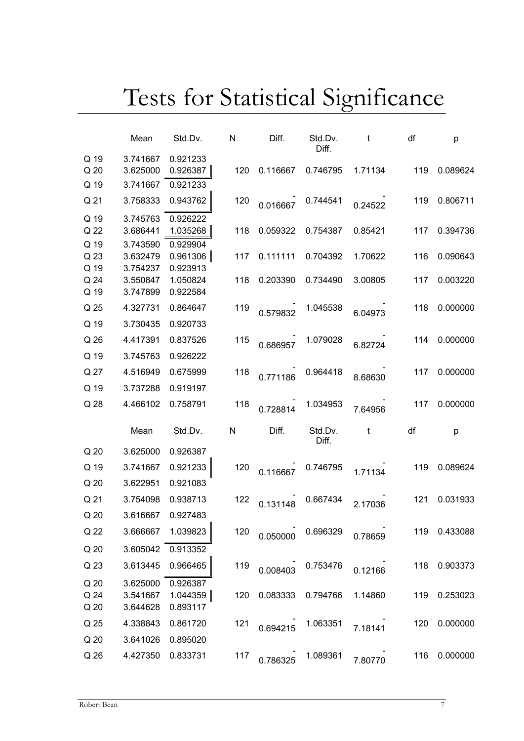# Tests for Statistical Significance

| | Mean | Std.Dv. | N | Diff. | Std.Dv. Diff. | t | df | p |
|---|---|---|---|---|---|---|---|---|
| Q 19 | 3.741667 | 0.921233 | | | | | | |
| Q 20 | 3.625000 | 0.926387 | 120 | 0.116667 | 0.746795 | 1.71134 | 119 | 0.089624 |
| Q 19 | 3.741667 | 0.921233 | | | | | | |
| Q 21 | 3.758333 | 0.943762 | 120 | -0.016667 | 0.744541 | -0.24522 | 119 | 0.806711 |
| Q 19 | 3.745763 | 0.926222 | | | | | | |
| Q 22 | 3.686441 | 1.035268 | 118 | 0.059322 | 0.754387 | 0.85421 | 117 | 0.394736 |
| Q 19 | 3.743590 | 0.929904 | | | | | | |
| Q 23 | 3.632479 | 0.961306 | 117 | 0.111111 | 0.704392 | 1.70622 | 116 | 0.090643 |
| Q 19 | 3.754237 | 0.923913 | | | | | | |
| Q 24 | 3.550847 | 1.050824 | 118 | 0.203390 | 0.734490 | 3.00805 | 117 | 0.003220 |
| Q 19 | 3.747899 | 0.922584 | | | | | | |
| Q 25 | 4.327731 | 0.864647 | 119 | -0.579832 | 1.045538 | -6.04973 | 118 | 0.000000 |
| Q 19 | 3.730435 | 0.920733 | | | | | | |
| Q 26 | 4.417391 | 0.837526 | 115 | -0.686957 | 1.079028 | -6.82724 | 114 | 0.000000 |
| Q 19 | 3.745763 | 0.926222 | | | | | | |
| Q 27 | 4.516949 | 0.675999 | 118 | -0.771186 | 0.964418 | -8.68630 | 117 | 0.000000 |
| Q 19 | 3.737288 | 0.919197 | | | | | | |
| Q 28 | 4.466102 | 0.758791 | 118 | -0.728814 | 1.034953 | -7.64956 | 117 | 0.000000 |

| | Mean | Std.Dv. | N | Diff. | Std.Dv. Diff. | t | df | p |
|---|---|---|---|---|---|---|---|---|
| Q 20 | 3.625000 | 0.926387 | | | | | | |
| Q 19 | 3.741667 | 0.921233 | 120 | -0.116667 | 0.746795 | -1.71134 | 119 | 0.089624 |
| Q 20 | 3.622951 | 0.921083 | | | | | | |
| Q 21 | 3.754098 | 0.938713 | 122 | -0.131148 | 0.667434 | -2.17036 | 121 | 0.031933 |
| Q 20 | 3.616667 | 0.927483 | | | | | | |
| Q 22 | 3.666667 | 1.039823 | 120 | -0.050000 | 0.696329 | -0.78659 | 119 | 0.433088 |
| Q 20 | 3.605042 | 0.913352 | | | | | | |
| Q 23 | 3.613445 | 0.966465 | 119 | -0.008403 | 0.753476 | -0.12166 | 118 | 0.903373 |
| Q 20 | 3.625000 | 0.926387 | | | | | | |
| Q 24 | 3.541667 | 1.044359 | 120 | 0.083333 | 0.794766 | 1.14860 | 119 | 0.253023 |
| Q 20 | 3.644628 | 0.893117 | | | | | | |
| Q 25 | 4.338843 | 0.861720 | 121 | -0.694215 | 1.063351 | -7.18141 | 120 | 0.000000 |
| Q 20 | 3.641026 | 0.895020 | | | | | | |
| Q 26 | 4.427350 | 0.833731 | 117 | -0.786325 | 1.089361 | -7.80770 | 116 | 0.000000 |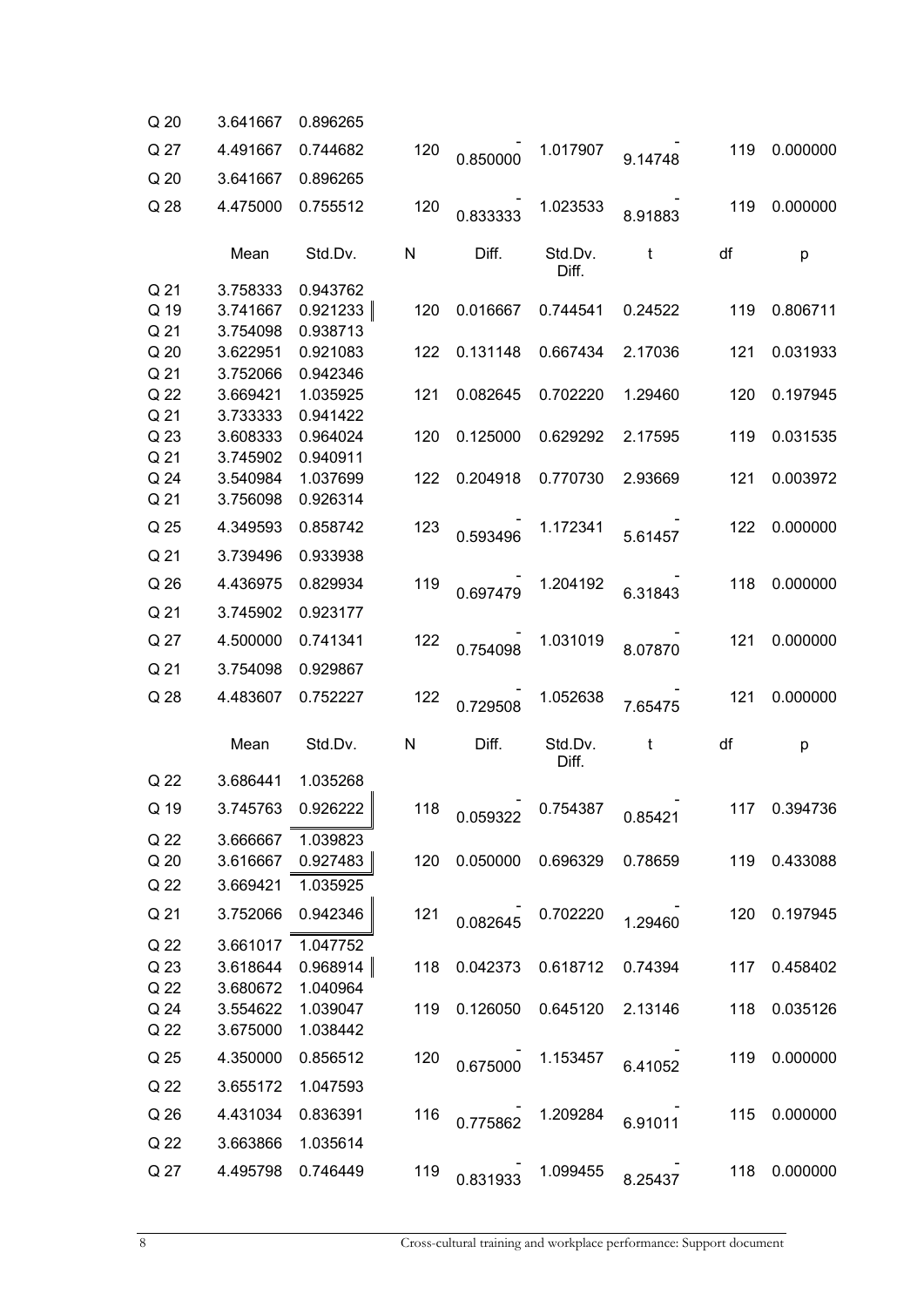| | Mean | Std.Dv. | N | Diff. | Std.Dv. Diff. | t | df | p |
|---|---|---|---|---|---|---|---|---|
| Q 20 | 3.641667 | 0.896265 | | | | | | |
| Q 27 | 4.491667 | 0.744682 | 120 | -0.850000 | 1.017907 | -9.14748 | 119 | 0.000000 |
| Q 20 | 3.641667 | 0.896265 | | | | | | |
| Q 28 | 4.475000 | 0.755512 | 120 | -0.833333 | 1.023533 | -8.91883 | 119 | 0.000000 |

| | Mean | Std.Dv. | N | Diff. | Std.Dv. Diff. | t | df | p |
|---|---|---|---|---|---|---|---|---|
| Q 21 | 3.758333 | 0.943762 | | | | | | |
| Q 19 | 3.741667 | 0.921233 | 120 | 0.016667 | 0.744541 | 0.24522 | 119 | 0.806711 |
| Q 21 | 3.754098 | 0.938713 | | | | | | |
| Q 20 | 3.622951 | 0.921083 | 122 | 0.131148 | 0.667434 | 2.17036 | 121 | 0.031933 |
| Q 21 | 3.752066 | 0.942346 | | | | | | |
| Q 22 | 3.669421 | 1.035925 | 121 | 0.082645 | 0.702220 | 1.29460 | 120 | 0.197945 |
| Q 21 | 3.733333 | 0.941422 | | | | | | |
| Q 23 | 3.608333 | 0.964024 | 120 | 0.125000 | 0.629292 | 2.17595 | 119 | 0.031535 |
| Q 21 | 3.745902 | 0.940911 | | | | | | |
| Q 24 | 3.540984 | 1.037699 | 122 | 0.204918 | 0.770730 | 2.93669 | 121 | 0.003972 |
| Q 21 | 3.756098 | 0.926314 | | | | | | |
| Q 25 | 4.349593 | 0.858742 | 123 | -0.593496 | 1.172341 | -5.61457 | 122 | 0.000000 |
| Q 21 | 3.739496 | 0.933938 | | | | | | |
| Q 26 | 4.436975 | 0.829934 | 119 | -0.697479 | 1.204192 | -6.31843 | 118 | 0.000000 |
| Q 21 | 3.745902 | 0.923177 | | | | | | |
| Q 27 | 4.500000 | 0.741341 | 122 | -0.754098 | 1.031019 | -8.07870 | 121 | 0.000000 |
| Q 21 | 3.754098 | 0.929867 | | | | | | |
| Q 28 | 4.483607 | 0.752227 | 122 | -0.729508 | 1.052638 | -7.65475 | 121 | 0.000000 |

| | Mean | Std.Dv. | N | Diff. | Std.Dv. Diff. | t | df | p |
|---|---|---|---|---|---|---|---|---|
| Q 22 | 3.686441 | 1.035268 | | | | | | |
| Q 19 | 3.745763 | 0.926222 | 118 | -0.059322 | 0.754387 | -0.85421 | 117 | 0.394736 |
| Q 22 | 3.666667 | 1.039823 | | | | | | |
| Q 20 | 3.616667 | 0.927483 | 120 | 0.050000 | 0.696329 | 0.78659 | 119 | 0.433088 |
| Q 22 | 3.669421 | 1.035925 | | | | | | |
| Q 21 | 3.752066 | 0.942346 | 121 | -0.082645 | 0.702220 | -1.29460 | 120 | 0.197945 |
| Q 22 | 3.661017 | 1.047752 | | | | | | |
| Q 23 | 3.618644 | 0.968914 | 118 | 0.042373 | 0.618712 | 0.74394 | 117 | 0.458402 |
| Q 22 | 3.680672 | 1.040964 | | | | | | |
| Q 24 | 3.554622 | 1.039047 | 119 | 0.126050 | 0.645120 | 2.13146 | 118 | 0.035126 |
| Q 22 | 3.675000 | 1.038442 | | | | | | |
| Q 25 | 4.350000 | 0.856512 | 120 | -0.675000 | 1.153457 | -6.41052 | 119 | 0.000000 |
| Q 22 | 3.655172 | 1.047593 | | | | | | |
| Q 26 | 4.431034 | 0.836391 | 116 | -0.775862 | 1.209284 | -6.91011 | 115 | 0.000000 |
| Q 22 | 3.663866 | 1.035614 | | | | | | |
| Q 27 | 4.495798 | 0.746449 | 119 | -0.831933 | 1.099455 | -8.25437 | 118 | 0.000000 |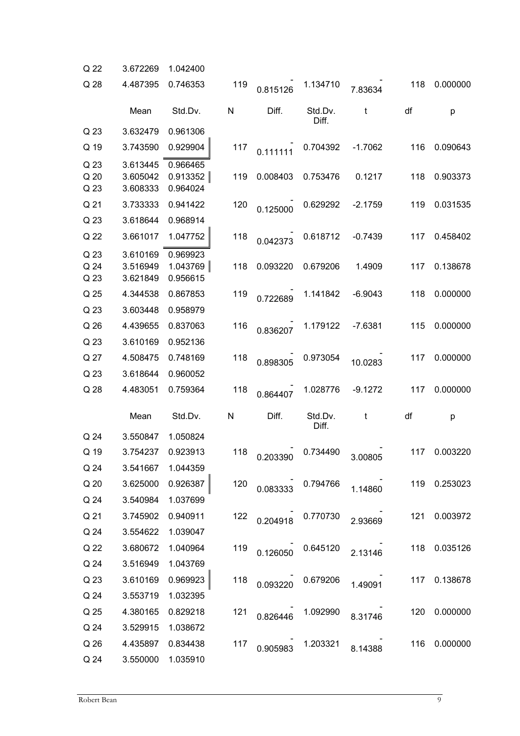| | Mean | Std.Dv. | N | Diff. | Std.Dv. Diff. | t | df | p |
|---|---|---|---|---|---|---|---|---|
| Q 22 | 3.672269 | 1.042400 | | | | | | |
| Q 28 | 4.487395 | 0.746353 | 119 | -0.815126 | 1.134710 | -7.83634 | 118 | 0.000000 |

| | Mean | Std.Dv. | N | Diff. | Std.Dv. Diff. | t | df | p |
|---|---|---|---|---|---|---|---|---|
| Q 23 | 3.632479 | 0.961306 | | | | | | |
| Q 19 | 3.743590 | 0.929904 | 117 | -0.111111 | 0.704392 | -1.7062 | 116 | 0.090643 |
| Q 23 | 3.613445 | 0.966465 | | | | | | |
| Q 20 | 3.605042 | 0.913352 | 119 | 0.008403 | 0.753476 | 0.1217 | 118 | 0.903373 |
| Q 23 | 3.608333 | 0.964024 | | | | | | |
| Q 21 | 3.733333 | 0.941422 | 120 | -0.125000 | 0.629292 | -2.1759 | 119 | 0.031535 |
| Q 23 | 3.618644 | 0.968914 | | | | | | |
| Q 22 | 3.661017 | 1.047752 | 118 | -0.042373 | 0.618712 | -0.7439 | 117 | 0.458402 |
| Q 23 | 3.610169 | 0.969923 | | | | | | |
| Q 24 | 3.516949 | 1.043769 | 118 | 0.093220 | 0.679206 | 1.4909 | 117 | 0.138678 |
| Q 23 | 3.621849 | 0.956615 | | | | | | |
| Q 25 | 4.344538 | 0.867853 | 119 | -0.722689 | 1.141842 | -6.9043 | 118 | 0.000000 |
| Q 23 | 3.603448 | 0.958979 | | | | | | |
| Q 26 | 4.439655 | 0.837063 | 116 | -0.836207 | 1.179122 | -7.6381 | 115 | 0.000000 |
| Q 23 | 3.610169 | 0.952136 | | | | | | |
| Q 27 | 4.508475 | 0.748169 | 118 | -0.898305 | 0.973054 | -10.0283 | 117 | 0.000000 |
| Q 23 | 3.618644 | 0.960052 | | | | | | |
| Q 28 | 4.483051 | 0.759364 | 118 | -0.864407 | 1.028776 | -9.1272 | 117 | 0.000000 |

| | Mean | Std.Dv. | N | Diff. | Std.Dv. Diff. | t | df | p |
|---|---|---|---|---|---|---|---|---|
| Q 24 | 3.550847 | 1.050824 | | | | | | |
| Q 19 | 3.754237 | 0.923913 | 118 | -0.203390 | 0.734490 | -3.00805 | 117 | 0.003220 |
| Q 24 | 3.541667 | 1.044359 | | | | | | |
| Q 20 | 3.625000 | 0.926387 | 120 | -0.083333 | 0.794766 | -1.14860 | 119 | 0.253023 |
| Q 24 | 3.540984 | 1.037699 | | | | | | |
| Q 21 | 3.745902 | 0.940911 | 122 | -0.204918 | 0.770730 | -2.93669 | 121 | 0.003972 |
| Q 24 | 3.554622 | 1.039047 | | | | | | |
| Q 22 | 3.680672 | 1.040964 | 119 | -0.126050 | 0.645120 | -2.13146 | 118 | 0.035126 |
| Q 24 | 3.516949 | 1.043769 | | | | | | |
| Q 23 | 3.610169 | 0.969923 | 118 | -0.093220 | 0.679206 | -1.49091 | 117 | 0.138678 |
| Q 24 | 3.553719 | 1.032395 | | | | | | |
| Q 25 | 4.380165 | 0.829218 | 121 | -0.826446 | 1.092990 | -8.31746 | 120 | 0.000000 |
| Q 24 | 3.529915 | 1.038672 | | | | | | |
| Q 26 | 4.435897 | 0.834438 | 117 | -0.905983 | 1.203321 | -8.14388 | 116 | 0.000000 |
| Q 24 | 3.550000 | 1.035910 | | | | | | |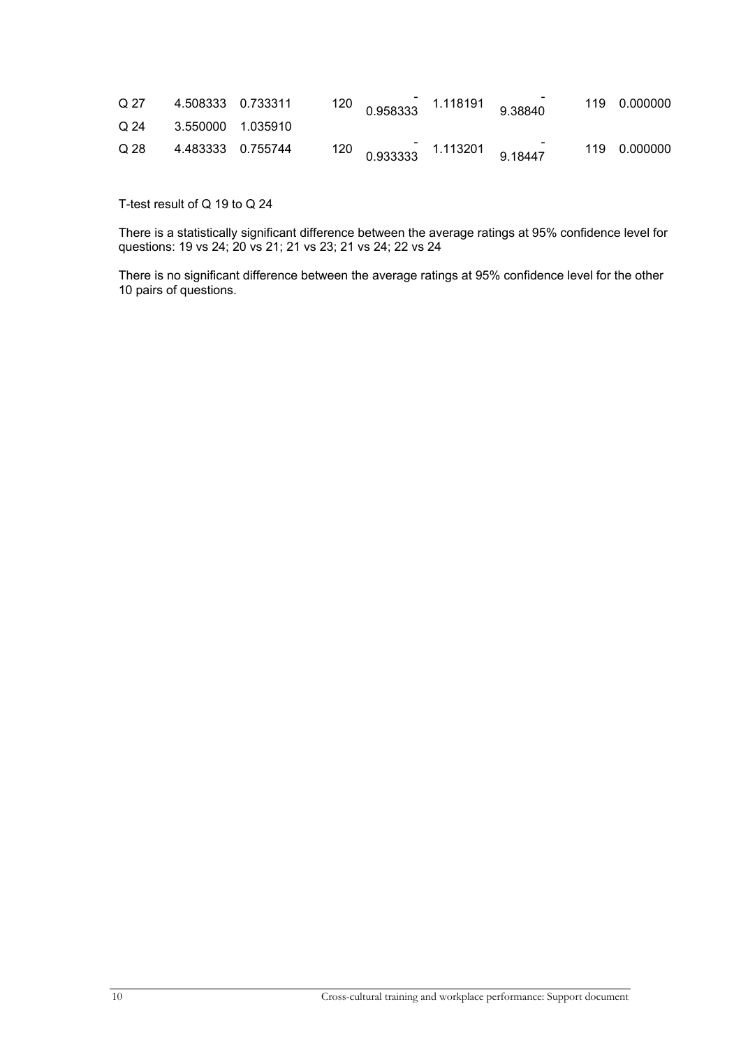| | | | | | | | | |
|---|---|---|---|---|---|---|---|---|
| Q 27 | 4.508333 | 0.733311 | 120 | -0.958333 | 1.118191 | -9.38840 | 119 | 0.000000 |
| Q 24 | 3.550000 | 1.035910 | | | | | | |
| Q 28 | 4.483333 | 0.755744 | 120 | -0.933333 | 1.113201 | -9.18447 | 119 | 0.000000 |

T-test result of Q 19 to Q 24

There is a statistically significant difference between the average ratings at 95% confidence level for questions: 19 vs 24; 20 vs 21; 21 vs 23; 21 vs 24; 22 vs 24

There is no significant difference between the average ratings at 95% confidence level for the other 10 pairs of questions.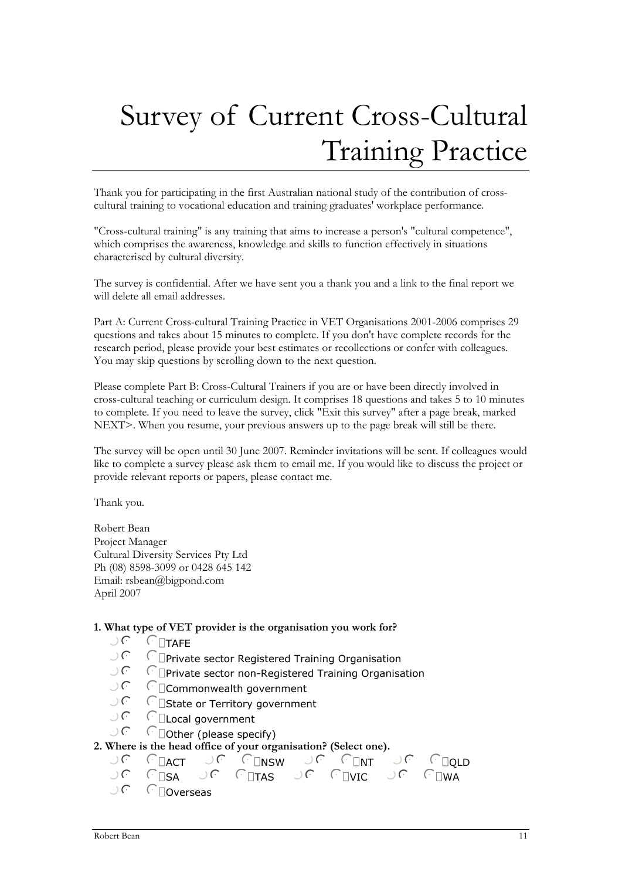# Survey of Current Cross-Cultural Training Practice

Thank you for participating in the first Australian national study of the contribution of cross-cultural training to vocational education and training graduates' workplace performance.

"Cross-cultural training" is any training that aims to increase a person's "cultural competence", which comprises the awareness, knowledge and skills to function effectively in situations characterised by cultural diversity.

The survey is confidential. After we have sent you a thank you and a link to the final report we will delete all email addresses.

Part A: Current Cross-cultural Training Practice in VET Organisations 2001-2006 comprises 29 questions and takes about 15 minutes to complete. If you don't have complete records for the research period, please provide your best estimates or recollections or confer with colleagues. You may skip questions by scrolling down to the next question.

Please complete Part B: Cross-Cultural Trainers if you are or have been directly involved in cross-cultural teaching or curriculum design. It comprises 18 questions and takes 5 to 10 minutes to complete. If you need to leave the survey, click "Exit this survey" after a page break, marked NEXT>. When you resume, your previous answers up to the page break will still be there.

The survey will be open until 30 June 2007. Reminder invitations will be sent. If colleagues would like to complete a survey please ask them to email me. If you would like to discuss the project or provide relevant reports or papers, please contact me.

Thank you.

Robert Bean
Project Manager
Cultural Diversity Services Pty Ltd
Ph (08) 8598-3099 or 0428 645 142
Email: rsbean@bigpond.com
April 2007

**1. What type of VET provider is the organisation you work for?**

- ○ TAFE
- ○ Private sector Registered Training Organisation
- ○ Private sector non-Registered Training Organisation
- ○ Commonwealth government
- ○ State or Territory government
- ○ Local government
- ○ Other (please specify)

**2. Where is the head office of your organisation? (Select one).**

- ○ ACT ○ NSW ○ NT ○ QLD
- ○ SA ○ TAS ○ VIC ○ WA
- ○ Overseas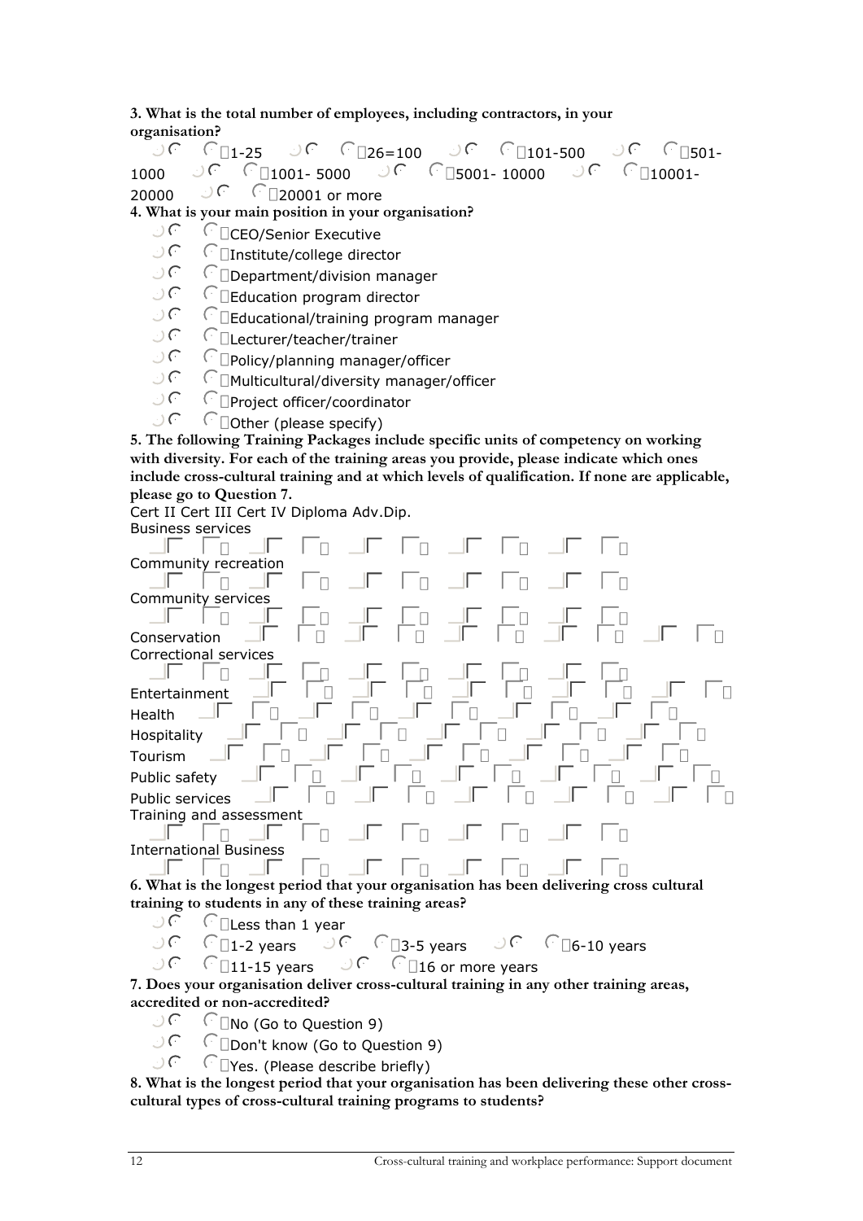**3. What is the total number of employees, including contractors, in your organisation?**

- 1-25
- 26=100
- 101-500
- 501-1000
- 1001- 5000
- 5001- 10000
- 10001-20000
- 20001 or more

**4. What is your main position in your organisation?**

- CEO/Senior Executive
- Institute/college director
- Department/division manager
- Education program director
- Educational/training program manager
- Lecturer/teacher/trainer
- Policy/planning manager/officer
- Multicultural/diversity manager/officer
- Project officer/coordinator
- Other (please specify)

**5. The following Training Packages include specific units of competency on working with diversity. For each of the training areas you provide, please indicate which ones include cross-cultural training and at which levels of qualification. If none are applicable, please go to Question 7.**

| | Cert II | Cert III | Cert IV | Diploma | Adv.Dip. |
|---|---|---|---|---|---|
| Business services | ☐ | ☐ | ☐ | ☐ | ☐ |
| Community recreation | ☐ | ☐ | ☐ | ☐ | ☐ |
| Community services | ☐ | ☐ | ☐ | ☐ | ☐ |
| Conservation | ☐ | ☐ | ☐ | ☐ | ☐ |
| Correctional services | ☐ | ☐ | ☐ | ☐ | ☐ |
| Entertainment | ☐ | ☐ | ☐ | ☐ | ☐ |
| Health | ☐ | ☐ | ☐ | ☐ | ☐ |
| Hospitality | ☐ | ☐ | ☐ | ☐ | ☐ |
| Tourism | ☐ | ☐ | ☐ | ☐ | ☐ |
| Public safety | ☐ | ☐ | ☐ | ☐ | ☐ |
| Public services | ☐ | ☐ | ☐ | ☐ | ☐ |
| Training and assessment | ☐ | ☐ | ☐ | ☐ | ☐ |
| International Business | ☐ | ☐ | ☐ | ☐ | ☐ |

**6. What is the longest period that your organisation has been delivering cross cultural training to students in any of these training areas?**

- Less than 1 year
- 1-2 years
- 3-5 years
- 6-10 years
- 11-15 years
- 16 or more years

**7. Does your organisation deliver cross-cultural training in any other training areas, accredited or non-accredited?**

- No (Go to Question 9)
- Don't know (Go to Question 9)
- Yes. (Please describe briefly)

**8. What is the longest period that your organisation has been delivering these other cross-cultural types of cross-cultural training programs to students?**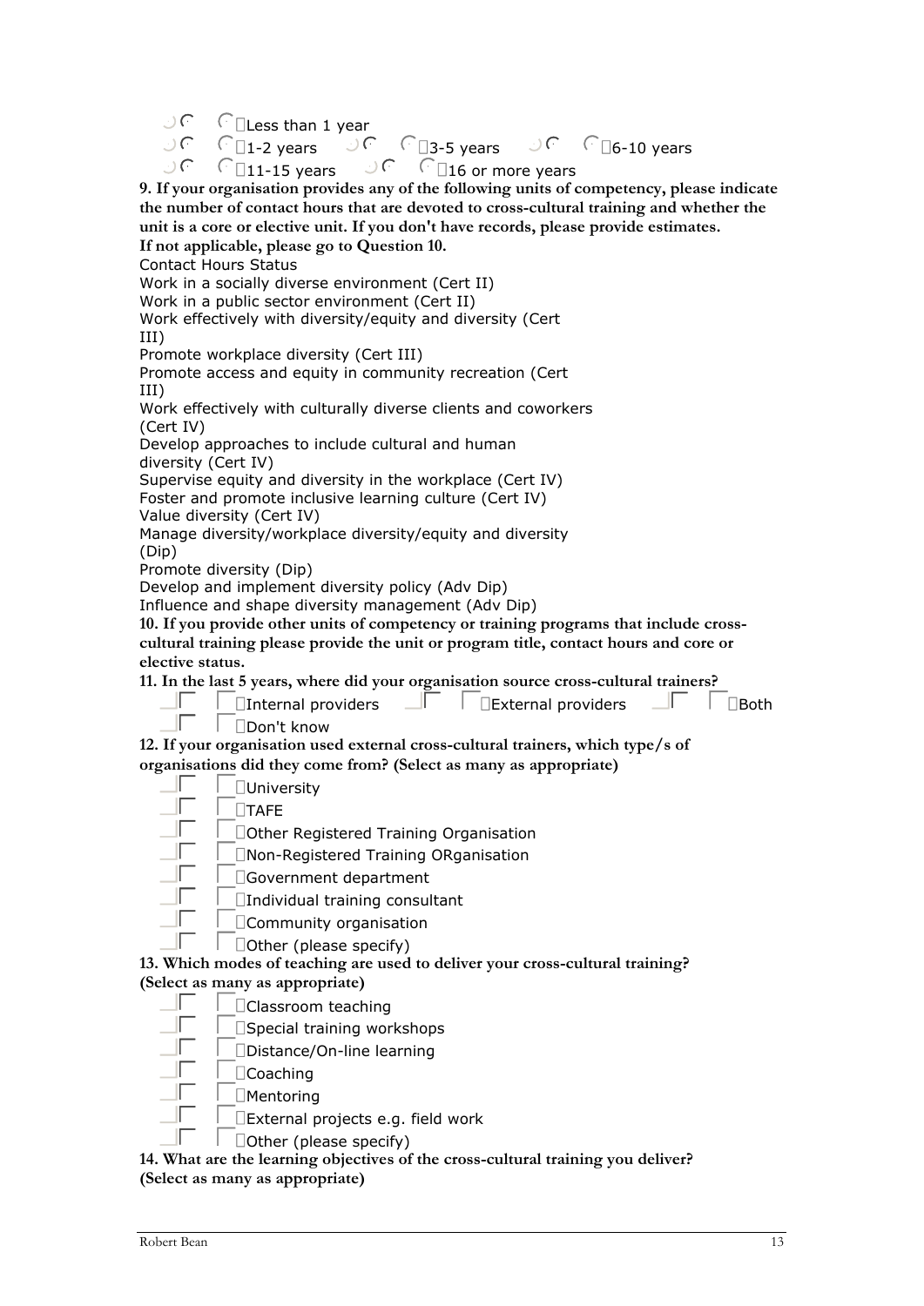- Less than 1 year
- 1-2 years
- 3-5 years
- 6-10 years
- 11-15 years
- 16 or more years

**9. If your organisation provides any of the following units of competency, please indicate the number of contact hours that are devoted to cross-cultural training and whether the unit is a core or elective unit. If you don't have records, please provide estimates. If not applicable, please go to Question 10.**

| | Contact Hours | Status |
|---|---|---|
| Work in a socially diverse environment (Cert II) | | |
| Work in a public sector environment (Cert II) | | |
| Work effectively with diversity/equity and diversity (Cert III) | | |
| Promote workplace diversity (Cert III) | | |
| Promote access and equity in community recreation (Cert III) | | |
| Work effectively with culturally diverse clients and coworkers (Cert IV) | | |
| Develop approaches to include cultural and human diversity (Cert IV) | | |
| Supervise equity and diversity in the workplace (Cert IV) | | |
| Foster and promote inclusive learning culture (Cert IV) | | |
| Value diversity (Cert IV) | | |
| Manage diversity/workplace diversity/equity and diversity (Dip) | | |
| Promote diversity (Dip) | | |
| Develop and implement diversity policy (Adv Dip) | | |
| Influence and shape diversity management (Adv Dip) | | |

**10. If you provide other units of competency or training programs that include cross-cultural training please provide the unit or program title, contact hours and core or elective status.**

**11. In the last 5 years, where did your organisation source cross-cultural trainers?**

- Internal providers
- External providers
- Both
- Don't know

**12. If your organisation used external cross-cultural trainers, which type/s of organisations did they come from? (Select as many as appropriate)**

- University
- TAFE
- Other Registered Training Organisation
- Non-Registered Training ORganisation
- Government department
- Individual training consultant
- Community organisation
- Other (please specify)

**13. Which modes of teaching are used to deliver your cross-cultural training? (Select as many as appropriate)**

- Classroom teaching
- Special training workshops
- Distance/On-line learning
- Coaching
- Mentoring
- External projects e.g. field work
- Other (please specify)

**14. What are the learning objectives of the cross-cultural training you deliver? (Select as many as appropriate)**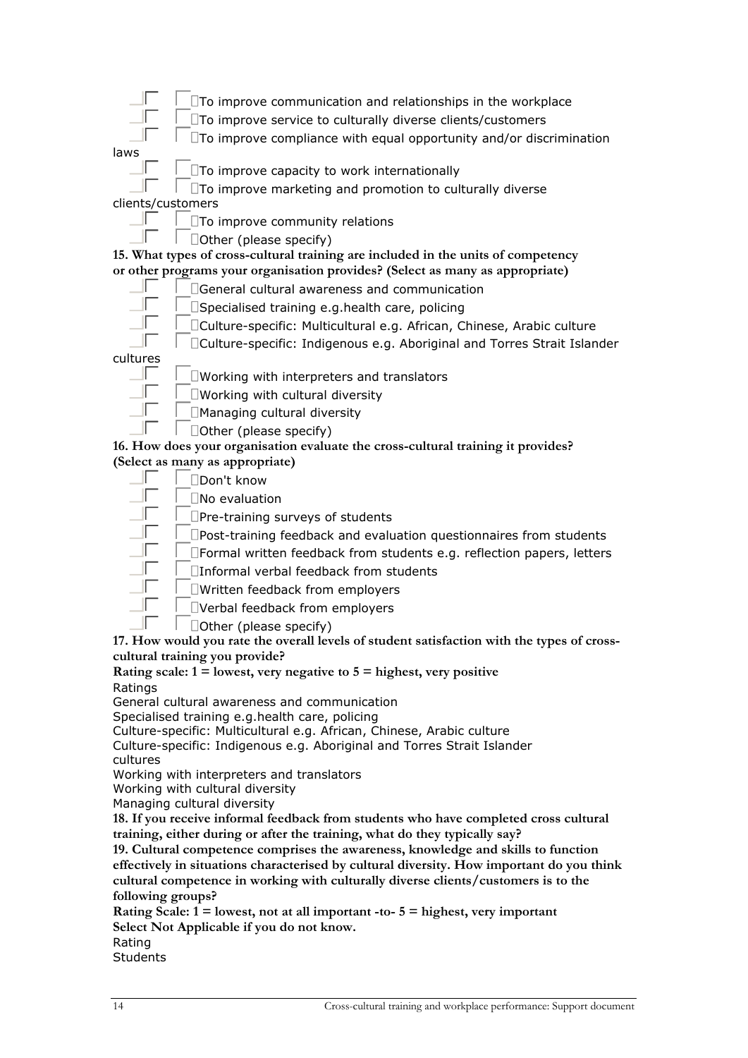- ☐ To improve communication and relationships in the workplace
- ☐ To improve service to culturally diverse clients/customers
- ☐ To improve compliance with equal opportunity and/or discrimination laws
- ☐ To improve capacity to work internationally
- ☐ To improve marketing and promotion to culturally diverse clients/customers
- ☐ To improve community relations
- ☐ Other (please specify)

**15. What types of cross-cultural training are included in the units of competency or other programs your organisation provides? (Select as many as appropriate)**

- ☐ General cultural awareness and communication
- ☐ Specialised training e.g.health care, policing
- ☐ Culture-specific: Multicultural e.g. African, Chinese, Arabic culture
- ☐ Culture-specific: Indigenous e.g. Aboriginal and Torres Strait Islander cultures
- ☐ Working with interpreters and translators
- ☐ Working with cultural diversity
- ☐ Managing cultural diversity
- ☐ Other (please specify)

**16. How does your organisation evaluate the cross-cultural training it provides? (Select as many as appropriate)**

- ☐ Don't know
- ☐ No evaluation
- ☐ Pre-training surveys of students
- ☐ Post-training feedback and evaluation questionnaires from students
- ☐ Formal written feedback from students e.g. reflection papers, letters
- ☐ Informal verbal feedback from students
- ☐ Written feedback from employers
- ☐ Verbal feedback from employers
- ☐ Other (please specify)

**17. How would you rate the overall levels of student satisfaction with the types of cross-cultural training you provide?**

**Rating scale: 1 = lowest, very negative to 5 = highest, very positive**

Ratings

General cultural awareness and communication

Specialised training e.g.health care, policing

Culture-specific: Multicultural e.g. African, Chinese, Arabic culture

Culture-specific: Indigenous e.g. Aboriginal and Torres Strait Islander cultures

Working with interpreters and translators

Working with cultural diversity

Managing cultural diversity

**18. If you receive informal feedback from students who have completed cross cultural training, either during or after the training, what do they typically say?**

**19. Cultural competence comprises the awareness, knowledge and skills to function effectively in situations characterised by cultural diversity. How important do you think cultural competence in working with culturally diverse clients/customers is to the following groups?**

**Rating Scale: 1 = lowest, not at all important -to- 5 = highest, very important**

**Select Not Applicable if you do not know.**

Rating

Students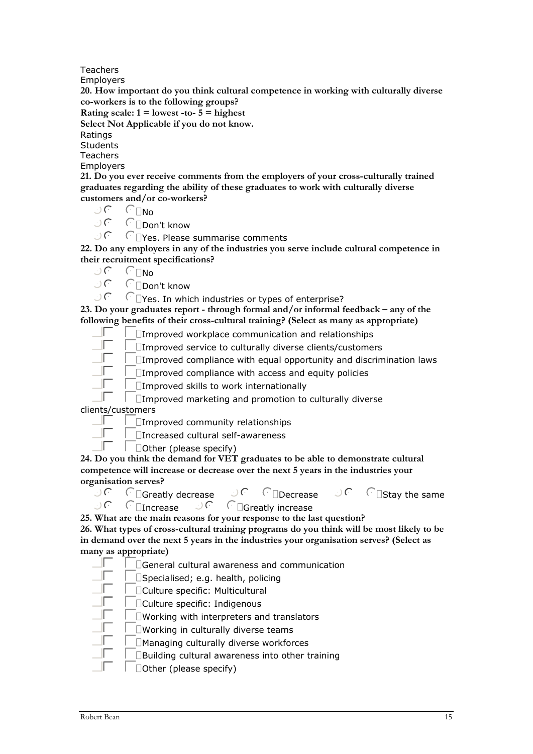Teachers

Employers

**20. How important do you think cultural competence in working with culturally diverse co-workers is to the following groups?**

**Rating scale: 1 = lowest -to- 5 = highest**

**Select Not Applicable if you do not know.**

Ratings

Students

Teachers

Employers

**21. Do you ever receive comments from the employers of your cross-culturally trained graduates regarding the ability of these graduates to work with culturally diverse customers and/or co-workers?**

- No
- Don't know
- Yes. Please summarise comments

**22. Do any employers in any of the industries you serve include cultural competence in their recruitment specifications?**

- No
- Don't know
- Yes. In which industries or types of enterprise?

**23. Do your graduates report - through formal and/or informal feedback – any of the following benefits of their cross-cultural training? (Select as many as appropriate)**

- Improved workplace communication and relationships
- Improved service to culturally diverse clients/customers
- Improved compliance with equal opportunity and discrimination laws
- Improved compliance with access and equity policies
- Improved skills to work internationally
- Improved marketing and promotion to culturally diverse clients/customers
- Improved community relationships
- Increased cultural self-awareness
- Other (please specify)

**24. Do you think the demand for VET graduates to be able to demonstrate cultural competence will increase or decrease over the next 5 years in the industries your organisation serves?**

- Greatly decrease
- Decrease
- Stay the same
- Increase
- Greatly increase

**25. What are the main reasons for your response to the last question?**

**26. What types of cross-cultural training programs do you think will be most likely to be in demand over the next 5 years in the industries your organisation serves? (Select as many as appropriate)**

- General cultural awareness and communication
- Specialised; e.g. health, policing
- Culture specific: Multicultural
- Culture specific: Indigenous
- Working with interpreters and translators
- Working in culturally diverse teams
- Managing culturally diverse workforces
- Building cultural awareness into other training
- Other (please specify)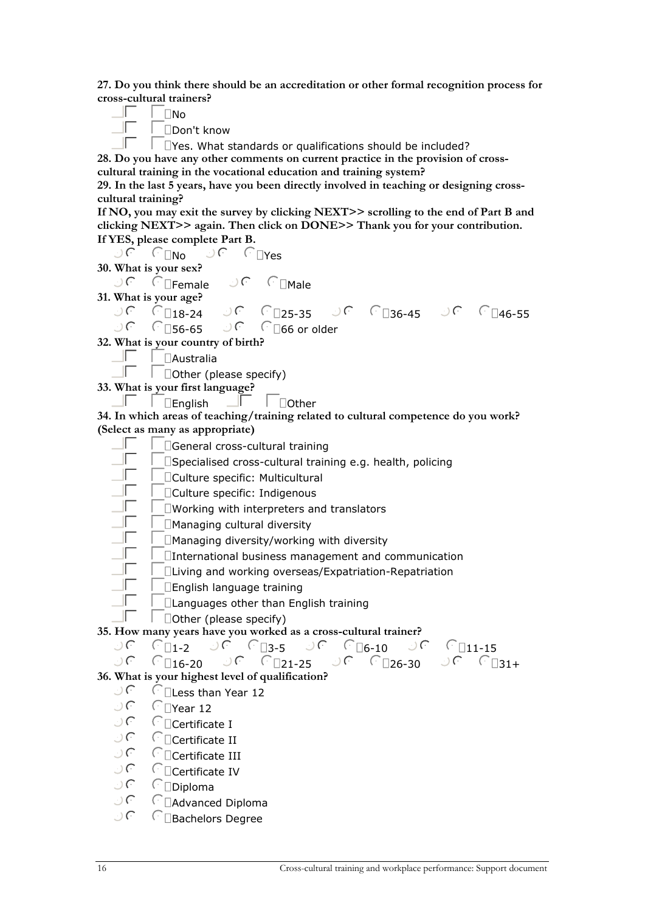**27. Do you think there should be an accreditation or other formal recognition process for cross-cultural trainers?**

- No
- Don't know
- Yes. What standards or qualifications should be included?

**28. Do you have any other comments on current practice in the provision of cross-cultural training in the vocational education and training system?**

**29. In the last 5 years, have you been directly involved in teaching or designing cross-cultural training?**

**If NO, you may exit the survey by clicking NEXT>> scrolling to the end of Part B and clicking NEXT>> again. Then click on DONE>> Thank you for your contribution.**

**If YES, please complete Part B.**

- No
- Yes

**30. What is your sex?**

- Female
- Male

**31. What is your age?**

- 18-24
- 25-35
- 36-45
- 46-55
- 56-65
- 66 or older

**32. What is your country of birth?**

- Australia
- Other (please specify)

**33. What is your first language?**

- English
- Other

**34. In which areas of teaching/training related to cultural competence do you work? (Select as many as appropriate)**

- General cross-cultural training
- Specialised cross-cultural training e.g. health, policing
- Culture specific: Multicultural
- Culture specific: Indigenous
- Working with interpreters and translators
- Managing cultural diversity
- Managing diversity/working with diversity
- International business management and communication
- Living and working overseas/Expatriation-Repatriation
- English language training
- Languages other than English training
- Other (please specify)

**35. How many years have you worked as a cross-cultural trainer?**

- 1-2
- 3-5
- 6-10
- 11-15
- 16-20
- 21-25
- 26-30
- 31+

**36. What is your highest level of qualification?**

- Less than Year 12
- Year 12
- Certificate I
- Certificate II
- Certificate III
- Certificate IV
- Diploma
- Advanced Diploma
- Bachelors Degree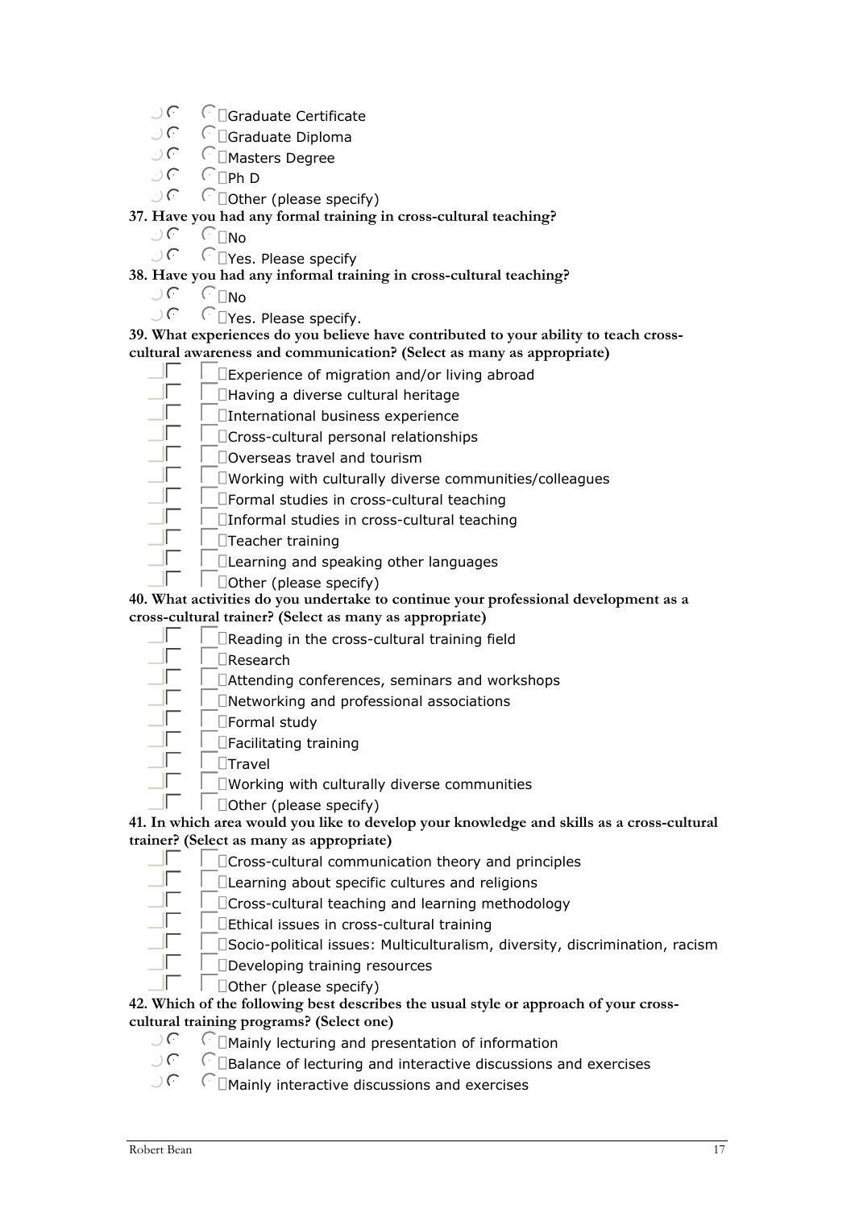- Graduate Certificate
- Graduate Diploma
- Masters Degree
- Ph D
- Other (please specify)

**37. Have you had any formal training in cross-cultural teaching?**

- No
- Yes. Please specify

**38. Have you had any informal training in cross-cultural teaching?**

- No
- Yes. Please specify.

**39. What experiences do you believe have contributed to your ability to teach cross-cultural awareness and communication? (Select as many as appropriate)**

- Experience of migration and/or living abroad
- Having a diverse cultural heritage
- International business experience
- Cross-cultural personal relationships
- Overseas travel and tourism
- Working with culturally diverse communities/colleagues
- Formal studies in cross-cultural teaching
- Informal studies in cross-cultural teaching
- Teacher training
- Learning and speaking other languages
- Other (please specify)

**40. What activities do you undertake to continue your professional development as a cross-cultural trainer? (Select as many as appropriate)**

- Reading in the cross-cultural training field
- Research
- Attending conferences, seminars and workshops
- Networking and professional associations
- Formal study
- Facilitating training
- Travel
- Working with culturally diverse communities
- Other (please specify)

**41. In which area would you like to develop your knowledge and skills as a cross-cultural trainer? (Select as many as appropriate)**

- Cross-cultural communication theory and principles
- Learning about specific cultures and religions
- Cross-cultural teaching and learning methodology
- Ethical issues in cross-cultural training
- Socio-political issues: Multiculturalism, diversity, discrimination, racism
- Developing training resources
- Other (please specify)

**42. Which of the following best describes the usual style or approach of your cross-cultural training programs? (Select one)**

- Mainly lecturing and presentation of information
- Balance of lecturing and interactive discussions and exercises
- Mainly interactive discussions and exercises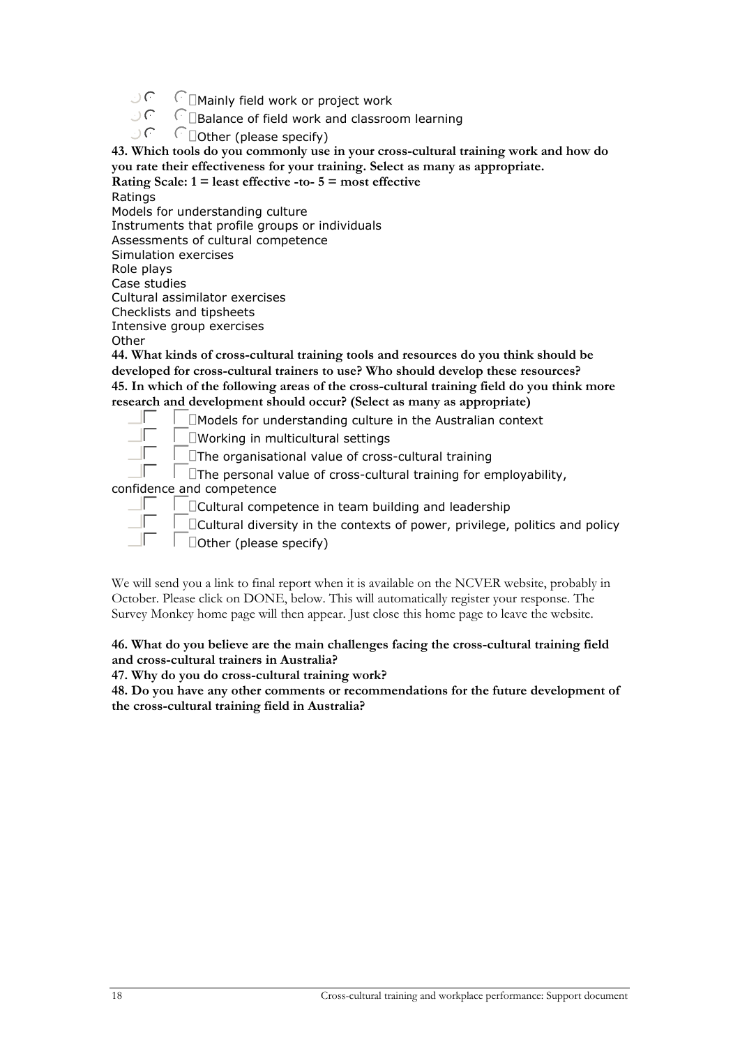- Mainly field work or project work
- Balance of field work and classroom learning
- Other (please specify)

**43. Which tools do you commonly use in your cross-cultural training work and how do you rate their effectiveness for your training. Select as many as appropriate.**

**Rating Scale: 1 = least effective -to- 5 = most effective**

Ratings

Models for understanding culture

Instruments that profile groups or individuals

Assessments of cultural competence

Simulation exercises

Role plays

Case studies

Cultural assimilator exercises

Checklists and tipsheets

Intensive group exercises

Other

**44. What kinds of cross-cultural training tools and resources do you think should be developed for cross-cultural trainers to use? Who should develop these resources?**

**45. In which of the following areas of the cross-cultural training field do you think more research and development should occur? (Select as many as appropriate)**

- Models for understanding culture in the Australian context
- Working in multicultural settings
- The organisational value of cross-cultural training
- The personal value of cross-cultural training for employability, confidence and competence
- Cultural competence in team building and leadership
- Cultural diversity in the contexts of power, privilege, politics and policy
- Other (please specify)

We will send you a link to final report when it is available on the NCVER website, probably in October. Please click on DONE, below. This will automatically register your response. The Survey Monkey home page will then appear. Just close this home page to leave the website.

**46. What do you believe are the main challenges facing the cross-cultural training field and cross-cultural trainers in Australia?**

**47. Why do you do cross-cultural training work?**

**48. Do you have any other comments or recommendations for the future development of the cross-cultural training field in Australia?**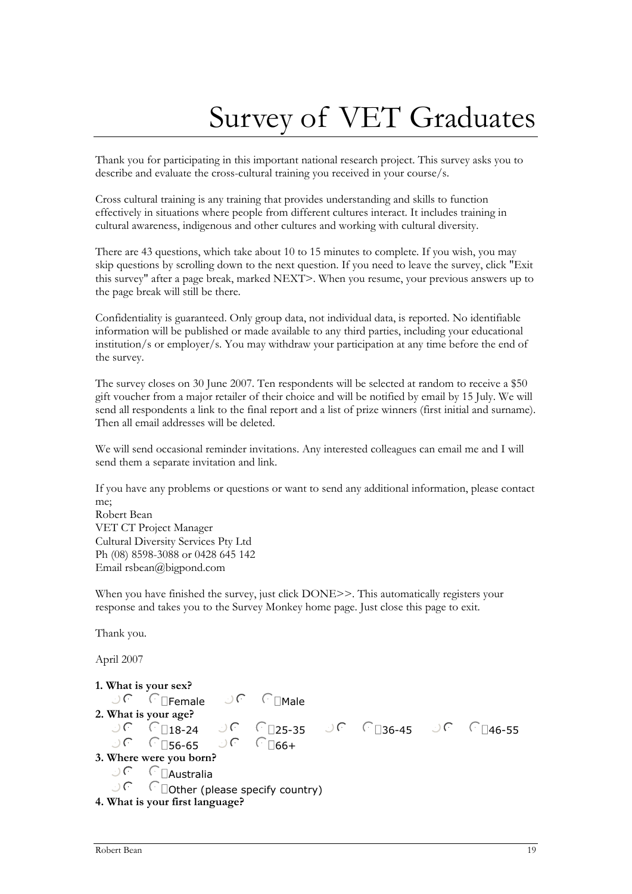# Survey of VET Graduates

Thank you for participating in this important national research project. This survey asks you to describe and evaluate the cross-cultural training you received in your course/s.

Cross cultural training is any training that provides understanding and skills to function effectively in situations where people from different cultures interact. It includes training in cultural awareness, indigenous and other cultures and working with cultural diversity.

There are 43 questions, which take about 10 to 15 minutes to complete. If you wish, you may skip questions by scrolling down to the next question. If you need to leave the survey, click "Exit this survey" after a page break, marked NEXT>. When you resume, your previous answers up to the page break will still be there.

Confidentiality is guaranteed. Only group data, not individual data, is reported. No identifiable information will be published or made available to any third parties, including your educational institution/s or employer/s. You may withdraw your participation at any time before the end of the survey.

The survey closes on 30 June 2007. Ten respondents will be selected at random to receive a $50 gift voucher from a major retailer of their choice and will be notified by email by 15 July. We will send all respondents a link to the final report and a list of prize winners (first initial and surname). Then all email addresses will be deleted.

We will send occasional reminder invitations. Any interested colleagues can email me and I will send them a separate invitation and link.

If you have any problems or questions or want to send any additional information, please contact me;
Robert Bean
VET CT Project Manager
Cultural Diversity Services Pty Ltd
Ph (08) 8598-3088 or 0428 645 142
Email rsbean@bigpond.com

When you have finished the survey, just click DONE>>. This automatically registers your response and takes you to the Survey Monkey home page. Just close this page to exit.

Thank you.

April 2007

**1. What is your sex?**
- Female
- Male

**2. What is your age?**
- 18-24
- 25-35
- 36-45
- 46-55
- 56-65
- 66+

**3. Where were you born?**
- Australia
- Other (please specify country)

**4. What is your first language?**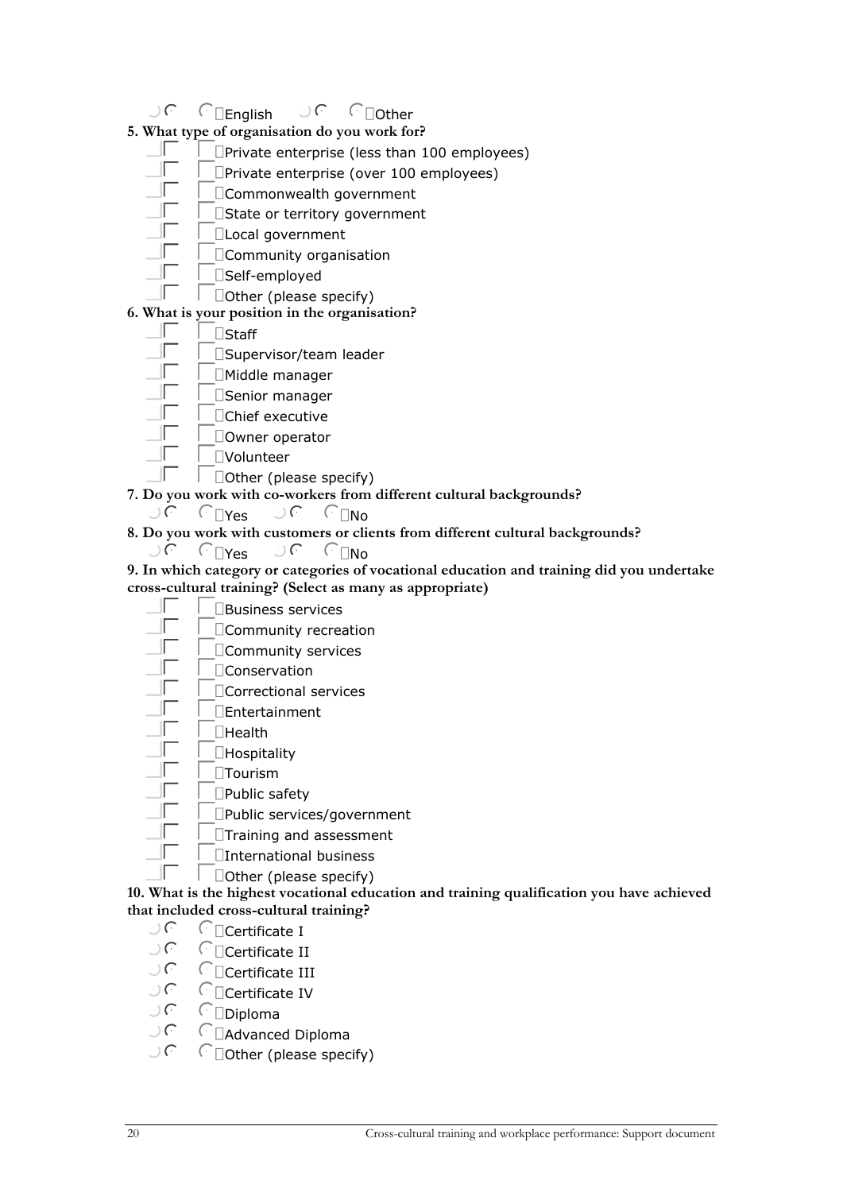- English
- Other

**5. What type of organisation do you work for?**

- Private enterprise (less than 100 employees)
- Private enterprise (over 100 employees)
- Commonwealth government
- State or territory government
- Local government
- Community organisation
- Self-employed
- Other (please specify)

**6. What is your position in the organisation?**

- Staff
- Supervisor/team leader
- Middle manager
- Senior manager
- Chief executive
- Owner operator
- Volunteer
- Other (please specify)

**7. Do you work with co-workers from different cultural backgrounds?**

- Yes
- No

**8. Do you work with customers or clients from different cultural backgrounds?**

- Yes
- No

**9. In which category or categories of vocational education and training did you undertake cross-cultural training? (Select as many as appropriate)**

- Business services
- Community recreation
- Community services
- Conservation
- Correctional services
- Entertainment
- Health
- Hospitality
- Tourism
- Public safety
- Public services/government
- Training and assessment
- International business
- Other (please specify)

**10. What is the highest vocational education and training qualification you have achieved that included cross-cultural training?**

- Certificate I
- Certificate II
- Certificate III
- Certificate IV
- Diploma
- Advanced Diploma
- Other (please specify)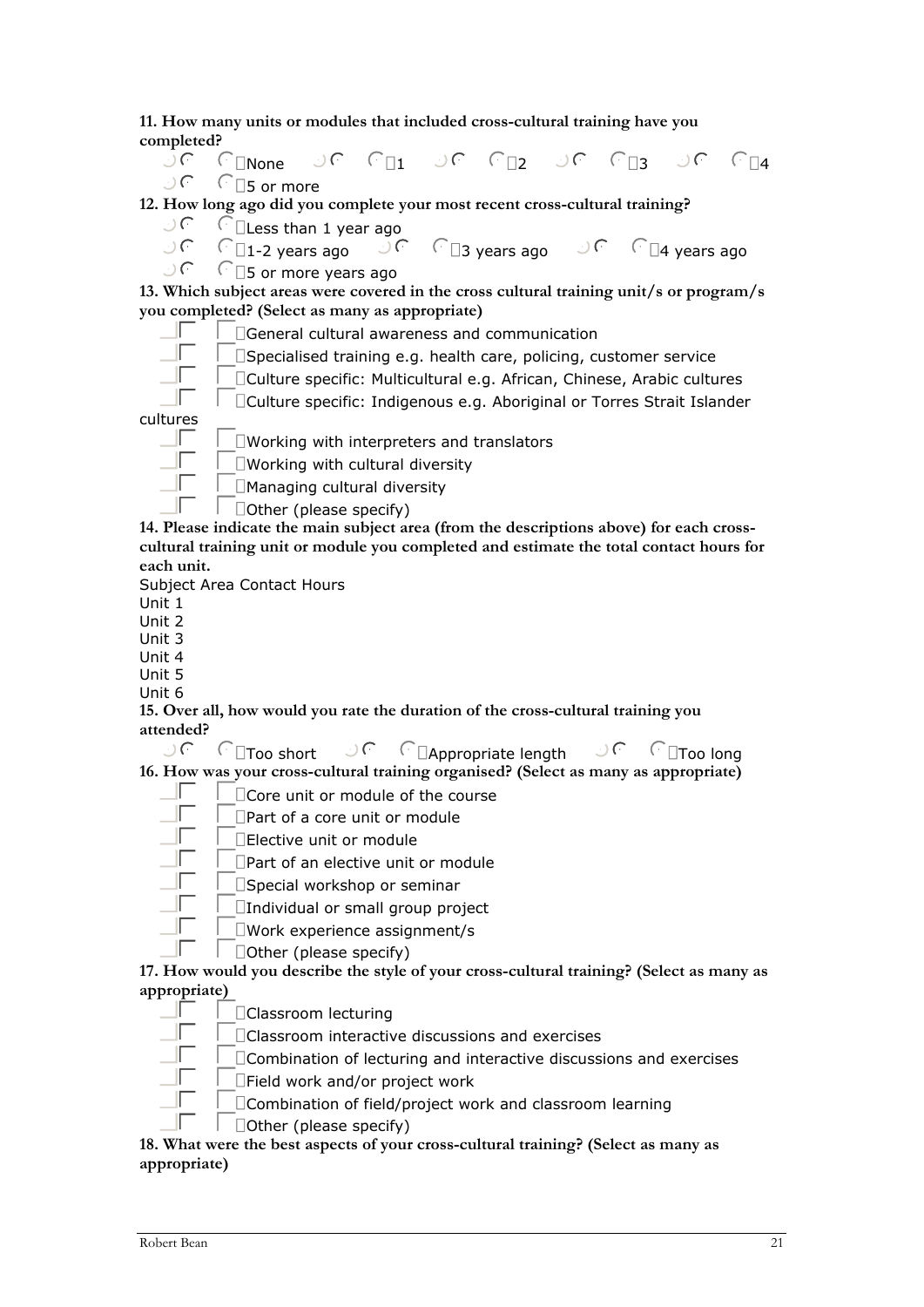**11. How many units or modules that included cross-cultural training have you completed?**

- ( ) None
- ( ) 1
- ( ) 2
- ( ) 3
- ( ) 4
- ( ) 5 or more

**12. How long ago did you complete your most recent cross-cultural training?**

- ( ) Less than 1 year ago
- ( ) 1-2 years ago
- ( ) 3 years ago
- ( ) 4 years ago
- ( ) 5 or more years ago

**13. Which subject areas were covered in the cross cultural training unit/s or program/s you completed? (Select as many as appropriate)**

- [ ] General cultural awareness and communication
- [ ] Specialised training e.g. health care, policing, customer service
- [ ] Culture specific: Multicultural e.g. African, Chinese, Arabic cultures
- [ ] Culture specific: Indigenous e.g. Aboriginal or Torres Strait Islander cultures
- [ ] Working with interpreters and translators
- [ ] Working with cultural diversity
- [ ] Managing cultural diversity
- [ ] Other (please specify)

**14. Please indicate the main subject area (from the descriptions above) for each cross-cultural training unit or module you completed and estimate the total contact hours for each unit.**

| | Subject Area | Contact Hours |
|---|---|---|
| Unit 1 | | |
| Unit 2 | | |
| Unit 3 | | |
| Unit 4 | | |
| Unit 5 | | |
| Unit 6 | | |

**15. Over all, how would you rate the duration of the cross-cultural training you attended?**

- ( ) Too short
- ( ) Appropriate length
- ( ) Too long

**16. How was your cross-cultural training organised? (Select as many as appropriate)**

- [ ] Core unit or module of the course
- [ ] Part of a core unit or module
- [ ] Elective unit or module
- [ ] Part of an elective unit or module
- [ ] Special workshop or seminar
- [ ] Individual or small group project
- [ ] Work experience assignment/s
- [ ] Other (please specify)

**17. How would you describe the style of your cross-cultural training? (Select as many as appropriate)**

- [ ] Classroom lecturing
- [ ] Classroom interactive discussions and exercises
- [ ] Combination of lecturing and interactive discussions and exercises
- [ ] Field work and/or project work
- [ ] Combination of field/project work and classroom learning
- [ ] Other (please specify)

**18. What were the best aspects of your cross-cultural training? (Select as many as appropriate)**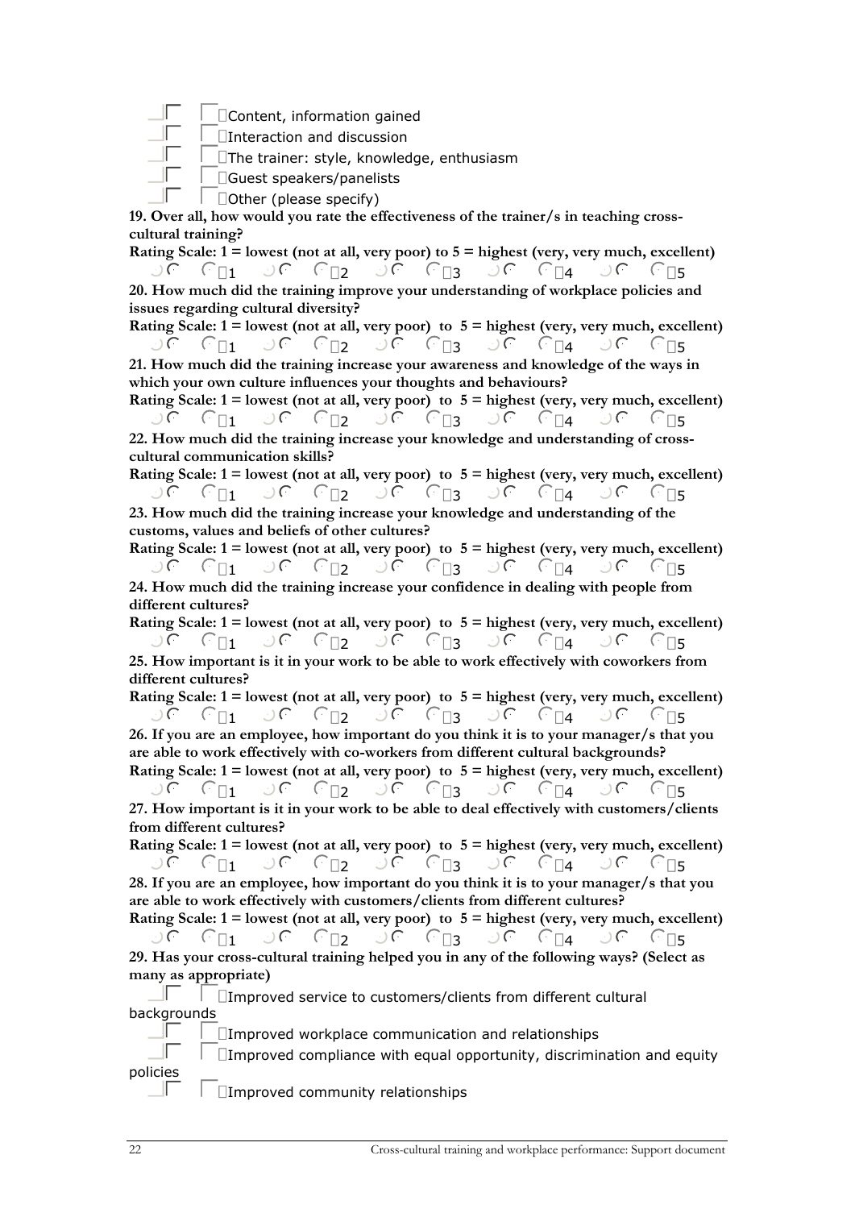- [ ] Content, information gained
- [ ] Interaction and discussion
- [ ] The trainer: style, knowledge, enthusiasm
- [ ] Guest speakers/panelists
- [ ] Other (please specify)

**19. Over all, how would you rate the effectiveness of the trainer/s in teaching cross-cultural training?**

**Rating Scale: 1 = lowest (not at all, very poor) to 5 = highest (very, very much, excellent)**

( ) 1 ( ) 2 ( ) 3 ( ) 4 ( ) 5

**20. How much did the training improve your understanding of workplace policies and issues regarding cultural diversity?**

**Rating Scale: 1 = lowest (not at all, very poor) to 5 = highest (very, very much, excellent)**

( ) 1 ( ) 2 ( ) 3 ( ) 4 ( ) 5

**21. How much did the training increase your awareness and knowledge of the ways in which your own culture influences your thoughts and behaviours?**

**Rating Scale: 1 = lowest (not at all, very poor) to 5 = highest (very, very much, excellent)**

( ) 1 ( ) 2 ( ) 3 ( ) 4 ( ) 5

**22. How much did the training increase your knowledge and understanding of cross-cultural communication skills?**

**Rating Scale: 1 = lowest (not at all, very poor) to 5 = highest (very, very much, excellent)**

( ) 1 ( ) 2 ( ) 3 ( ) 4 ( ) 5

**23. How much did the training increase your knowledge and understanding of the customs, values and beliefs of other cultures?**

**Rating Scale: 1 = lowest (not at all, very poor) to 5 = highest (very, very much, excellent)**

( ) 1 ( ) 2 ( ) 3 ( ) 4 ( ) 5

**24. How much did the training increase your confidence in dealing with people from different cultures?**

**Rating Scale: 1 = lowest (not at all, very poor) to 5 = highest (very, very much, excellent)**

( ) 1 ( ) 2 ( ) 3 ( ) 4 ( ) 5

**25. How important is it in your work to be able to work effectively with coworkers from different cultures?**

**Rating Scale: 1 = lowest (not at all, very poor) to 5 = highest (very, very much, excellent)**

( ) 1 ( ) 2 ( ) 3 ( ) 4 ( ) 5

**26. If you are an employee, how important do you think it is to your manager/s that you are able to work effectively with co-workers from different cultural backgrounds?**

**Rating Scale: 1 = lowest (not at all, very poor) to 5 = highest (very, very much, excellent)**

( ) 1 ( ) 2 ( ) 3 ( ) 4 ( ) 5

**27. How important is it in your work to be able to deal effectively with customers/clients from different cultures?**

**Rating Scale: 1 = lowest (not at all, very poor) to 5 = highest (very, very much, excellent)**

( ) 1 ( ) 2 ( ) 3 ( ) 4 ( ) 5

**28. If you are an employee, how important do you think it is to your manager/s that you are able to work effectively with customers/clients from different cultures?**

**Rating Scale: 1 = lowest (not at all, very poor) to 5 = highest (very, very much, excellent)**

( ) 1 ( ) 2 ( ) 3 ( ) 4 ( ) 5

**29. Has your cross-cultural training helped you in any of the following ways? (Select as many as appropriate)**

- [ ] Improved service to customers/clients from different cultural backgrounds
- [ ] Improved workplace communication and relationships
- [ ] Improved compliance with equal opportunity, discrimination and equity policies
- [ ] Improved community relationships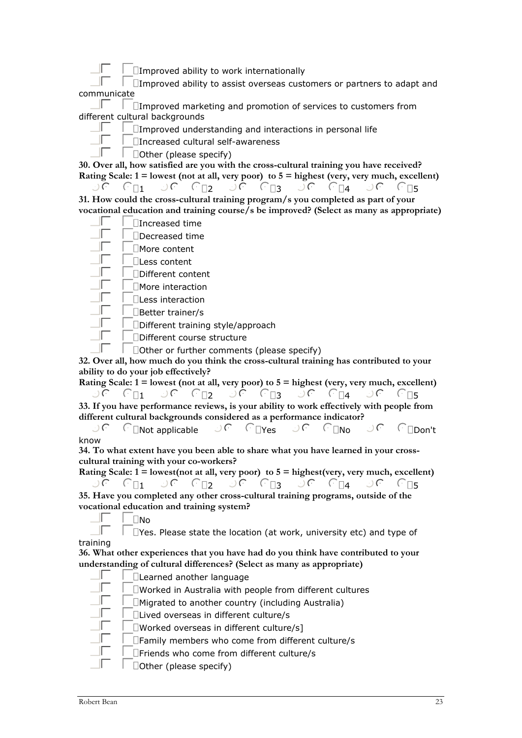- Improved ability to work internationally
- Improved ability to assist overseas customers or partners to adapt and communicate
- Improved marketing and promotion of services to customers from different cultural backgrounds
- Improved understanding and interactions in personal life
- Increased cultural self-awareness
- Other (please specify)

**30. Over all, how satisfied are you with the cross-cultural training you have received?**

**Rating Scale: 1 = lowest (not at all, very poor) to 5 = highest (very, very much, excellent)**

1 2 3 4 5

**31. How could the cross-cultural training program/s you completed as part of your vocational education and training course/s be improved? (Select as many as appropriate)**

- Increased time
- Decreased time
- More content
- Less content
- Different content
- More interaction
- Less interaction
- Better trainer/s
- Different training style/approach
- Different course structure
- Other or further comments (please specify)

**32. Over all, how much do you think the cross-cultural training has contributed to your ability to do your job effectively?**

**Rating Scale: 1 = lowest (not at all, very poor) to 5 = highest (very, very much, excellent)**

1 2 3 4 5

**33. If you have performance reviews, is your ability to work effectively with people from different cultural backgrounds considered as a performance indicator?**

Not applicable Yes No Don't know

**34. To what extent have you been able to share what you have learned in your cross-cultural training with your co-workers?**

**Rating Scale: 1 = lowest(not at all, very poor) to 5 = highest(very, very much, excellent)**

1 2 3 4 5

**35. Have you completed any other cross-cultural training programs, outside of the vocational education and training system?**

- No
- Yes. Please state the location (at work, university etc) and type of training

**36. What other experiences that you have had do you think have contributed to your understanding of cultural differences? (Select as many as appropriate)**

- Learned another language
- Worked in Australia with people from different cultures
- Migrated to another country (including Australia)
- Lived overseas in different culture/s
- Worked overseas in different culture/s]
- Family members who come from different culture/s
- Friends who come from different culture/s
- Other (please specify)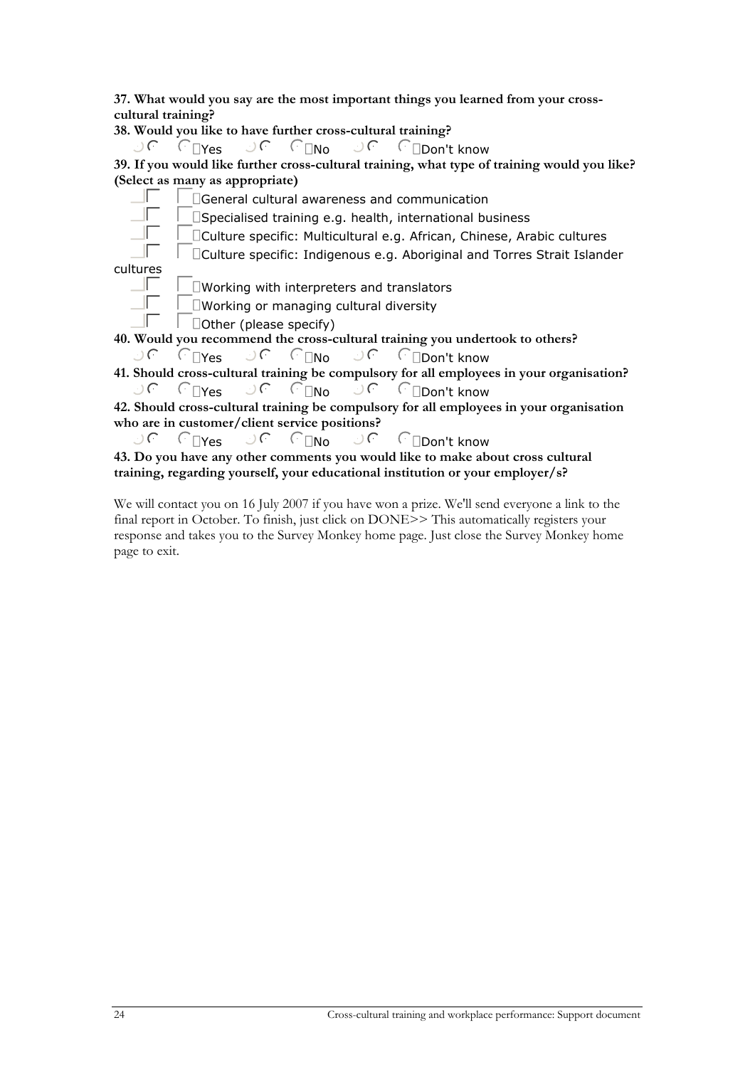**37. What would you say are the most important things you learned from your cross-cultural training?**

**38. Would you like to have further cross-cultural training?**

- Yes
- No
- Don't know

**39. If you would like further cross-cultural training, what type of training would you like? (Select as many as appropriate)**

- General cultural awareness and communication
- Specialised training e.g. health, international business
- Culture specific: Multicultural e.g. African, Chinese, Arabic cultures
- Culture specific: Indigenous e.g. Aboriginal and Torres Strait Islander cultures
- Working with interpreters and translators
- Working or managing cultural diversity
- Other (please specify)

**40. Would you recommend the cross-cultural training you undertook to others?**

- Yes
- No
- Don't know

**41. Should cross-cultural training be compulsory for all employees in your organisation?**

- Yes
- No
- Don't know

**42. Should cross-cultural training be compulsory for all employees in your organisation who are in customer/client service positions?**

- Yes
- No
- Don't know

**43. Do you have any other comments you would like to make about cross cultural training, regarding yourself, your educational institution or your employer/s?**

We will contact you on 16 July 2007 if you have won a prize. We'll send everyone a link to the final report in October. To finish, just click on DONE>> This automatically registers your response and takes you to the Survey Monkey home page. Just close the Survey Monkey home page to exit.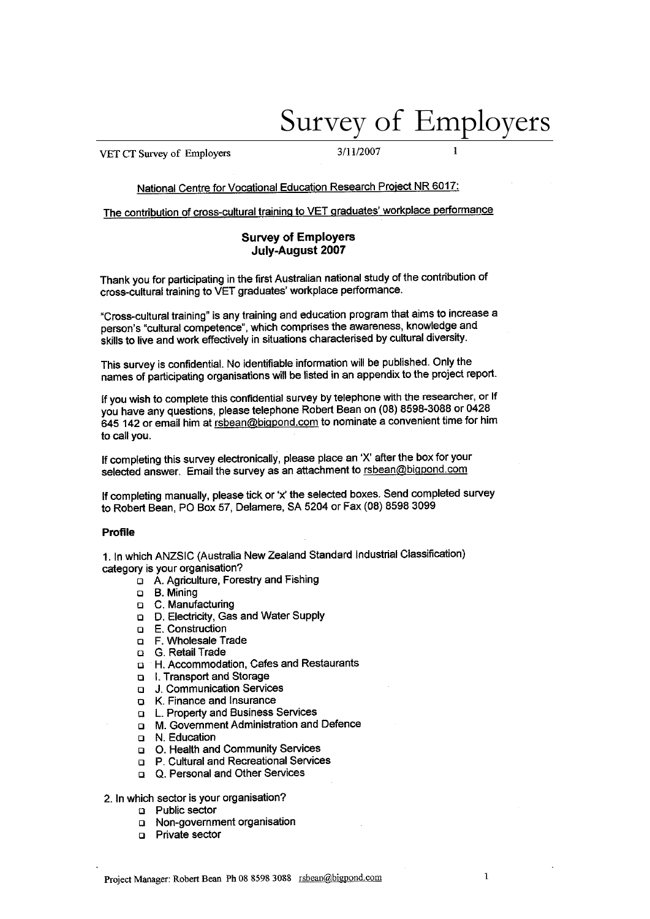# Survey of Employers

National Centre for Vocational Education Research Project NR 6017:

The contribution of cross-cultural training to VET graduates' workplace performance

## Survey of Employers
## July-August 2007

Thank you for participating in the first Australian national study of the contribution of cross-cultural training to VET graduates' workplace performance.

"Cross-cultural training" is any training and education program that aims to increase a person's "cultural competence", which comprises the awareness, knowledge and skills to live and work effectively in situations characterised by cultural diversity.

This survey is confidential. No identifiable information will be published. Only the names of participating organisations will be listed in an appendix to the project report.

If you wish to complete this confidential survey by telephone with the researcher, or If you have any questions, please telephone Robert Bean on (08) 8598-3088 or 0428 645 142 or email him at rsbean@bigpond.com to nominate a convenient time for him to call you.

If completing this survey electronically, please place an 'X' after the box for your selected answer. Email the survey as an attachment to rsbean@bigpond.com

If completing manually, please tick or 'x' the selected boxes. Send completed survey to Robert Bean, PO Box 57, Delamere, SA 5204 or Fax (08) 8598 3099

**Profile**

1. In which ANZSIC (Australia New Zealand Standard Industrial Classification) category is your organisation?
   - ☐ A. Agriculture, Forestry and Fishing
   - ☐ B. Mining
   - ☐ C. Manufacturing
   - ☐ D. Electricity, Gas and Water Supply
   - ☐ E. Construction
   - ☐ F. Wholesale Trade
   - ☐ G. Retail Trade
   - ☐ H. Accommodation, Cafes and Restaurants
   - ☐ I. Transport and Storage
   - ☐ J. Communication Services
   - ☐ K. Finance and Insurance
   - ☐ L. Property and Business Services
   - ☐ M. Government Administration and Defence
   - ☐ N. Education
   - ☐ O. Health and Community Services
   - ☐ P. Cultural and Recreational Services
   - ☐ Q. Personal and Other Services

2. In which sector is your organisation?
   - ☐ Public sector
   - ☐ Non-government organisation
   - ☐ Private sector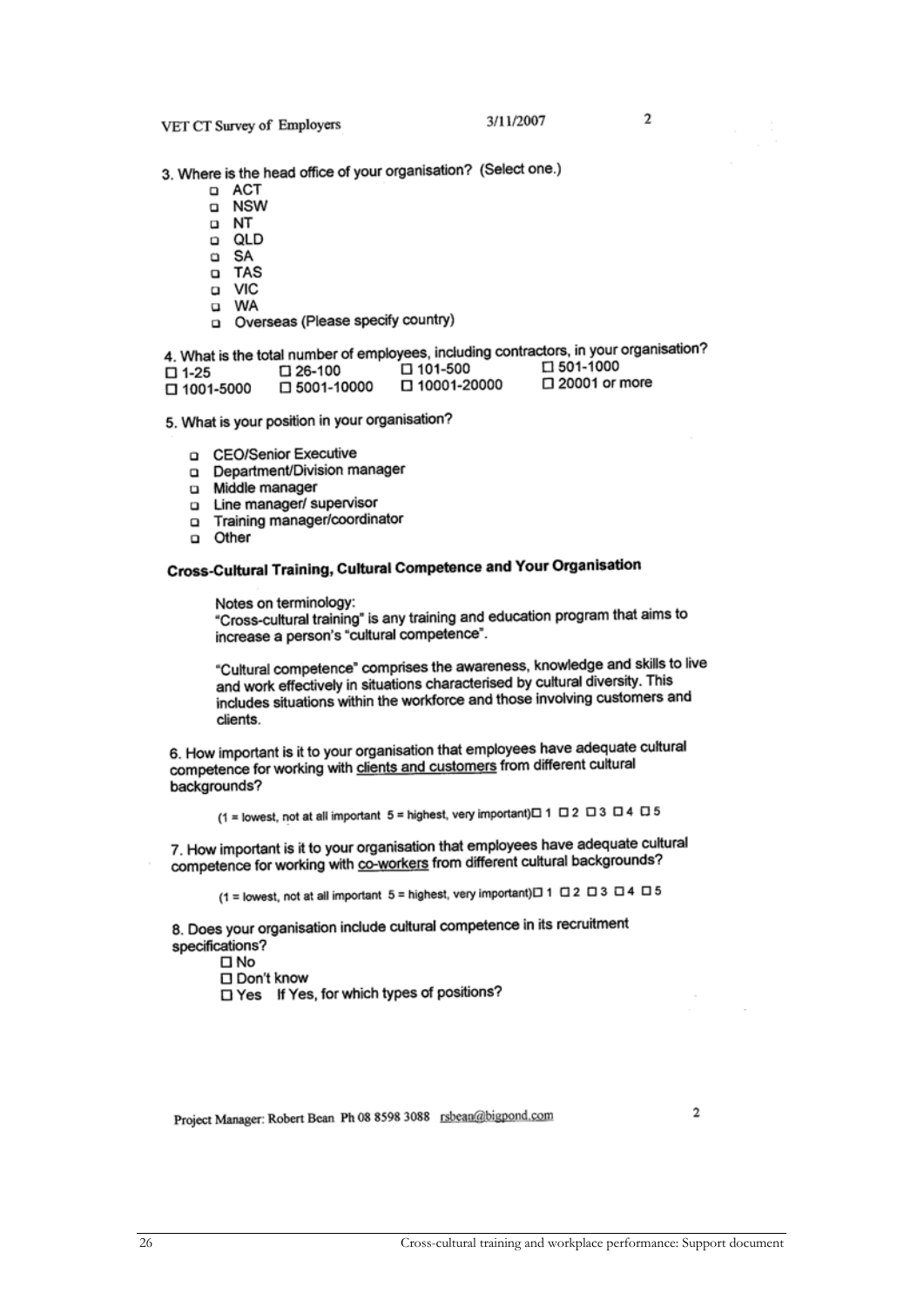3. Where is the head office of your organisation? (Select one.)

- ☐ ACT
- ☐ NSW
- ☐ NT
- ☐ QLD
- ☐ SA
- ☐ TAS
- ☐ VIC
- ☐ WA
- ☐ Overseas (Please specify country)

4. What is the total number of employees, including contractors, in your organisation?

☐ 1-25 ☐ 26-100 ☐ 101-500 ☐ 501-1000
☐ 1001-5000 ☐ 5001-10000 ☐ 10001-20000 ☐ 20001 or more

5. What is your position in your organisation?

- ☐ CEO/Senior Executive
- ☐ Department/Division manager
- ☐ Middle manager
- ☐ Line manager/ supervisor
- ☐ Training manager/coordinator
- ☐ Other

**Cross-Cultural Training, Cultural Competence and Your Organisation**

Notes on terminology:
"Cross-cultural training" is any training and education program that aims to increase a person's "cultural competence".

"Cultural competence" comprises the awareness, knowledge and skills to live and work effectively in situations characterised by cultural diversity. This includes situations within the workforce and those involving customers and clients.

6. How important is it to your organisation that employees have adequate cultural competence for working with clients and customers from different cultural backgrounds?

(1 = lowest, not at all important 5 = highest, very important)☐ 1 ☐ 2 ☐ 3 ☐ 4 ☐ 5

7. How important is it to your organisation that employees have adequate cultural competence for working with co-workers from different cultural backgrounds?

(1 = lowest, not at all important 5 = highest, very important)☐ 1 ☐ 2 ☐ 3 ☐ 4 ☐ 5

8. Does your organisation include cultural competence in its recruitment specifications?

☐ No
☐ Don't know
☐ Yes If Yes, for which types of positions?

Project Manager: Robert Bean Ph 08 8598 3088 rsbean@bigpond.com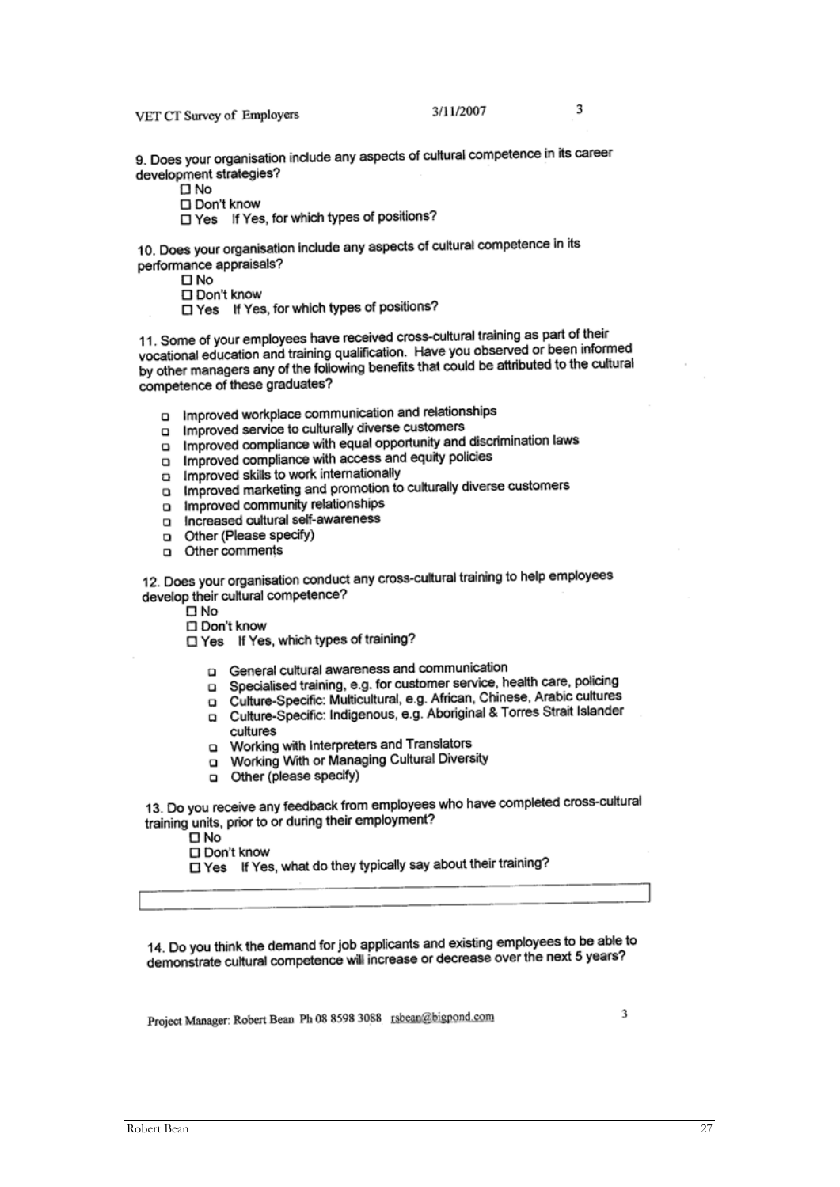9. Does your organisation include any aspects of cultural competence in its career development strategies?

- ☐ No
- ☐ Don't know
- ☐ Yes If Yes, for which types of positions?

10. Does your organisation include any aspects of cultural competence in its performance appraisals?

- ☐ No
- ☐ Don't know
- ☐ Yes If Yes, for which types of positions?

11. Some of your employees have received cross-cultural training as part of their vocational education and training qualification. Have you observed or been informed by other managers any of the following benefits that could be attributed to the cultural competence of these graduates?

- ☐ Improved workplace communication and relationships
- ☐ Improved service to culturally diverse customers
- ☐ Improved compliance with equal opportunity and discrimination laws
- ☐ Improved compliance with access and equity policies
- ☐ Improved skills to work internationally
- ☐ Improved marketing and promotion to culturally diverse customers
- ☐ Improved community relationships
- ☐ Increased cultural self-awareness
- ☐ Other (Please specify)
- ☐ Other comments

12. Does your organisation conduct any cross-cultural training to help employees develop their cultural competence?

- ☐ No
- ☐ Don't know
- ☐ Yes If Yes, which types of training?
  - ☐ General cultural awareness and communication
  - ☐ Specialised training, e.g. for customer service, health care, policing
  - ☐ Culture-Specific: Multicultural, e.g. African, Chinese, Arabic cultures
  - ☐ Culture-Specific: Indigenous, e.g. Aboriginal & Torres Strait Islander cultures
  - ☐ Working with Interpreters and Translators
  - ☐ Working With or Managing Cultural Diversity
  - ☐ Other (please specify)

13. Do you receive any feedback from employees who have completed cross-cultural training units, prior to or during their employment?

- ☐ No
- ☐ Don't know
- ☐ Yes If Yes, what do they typically say about their training?

14. Do you think the demand for job applicants and existing employees to be able to demonstrate cultural competence will increase or decrease over the next 5 years?

Project Manager: Robert Bean Ph 08 8598 3088 rsbean@bigpond.com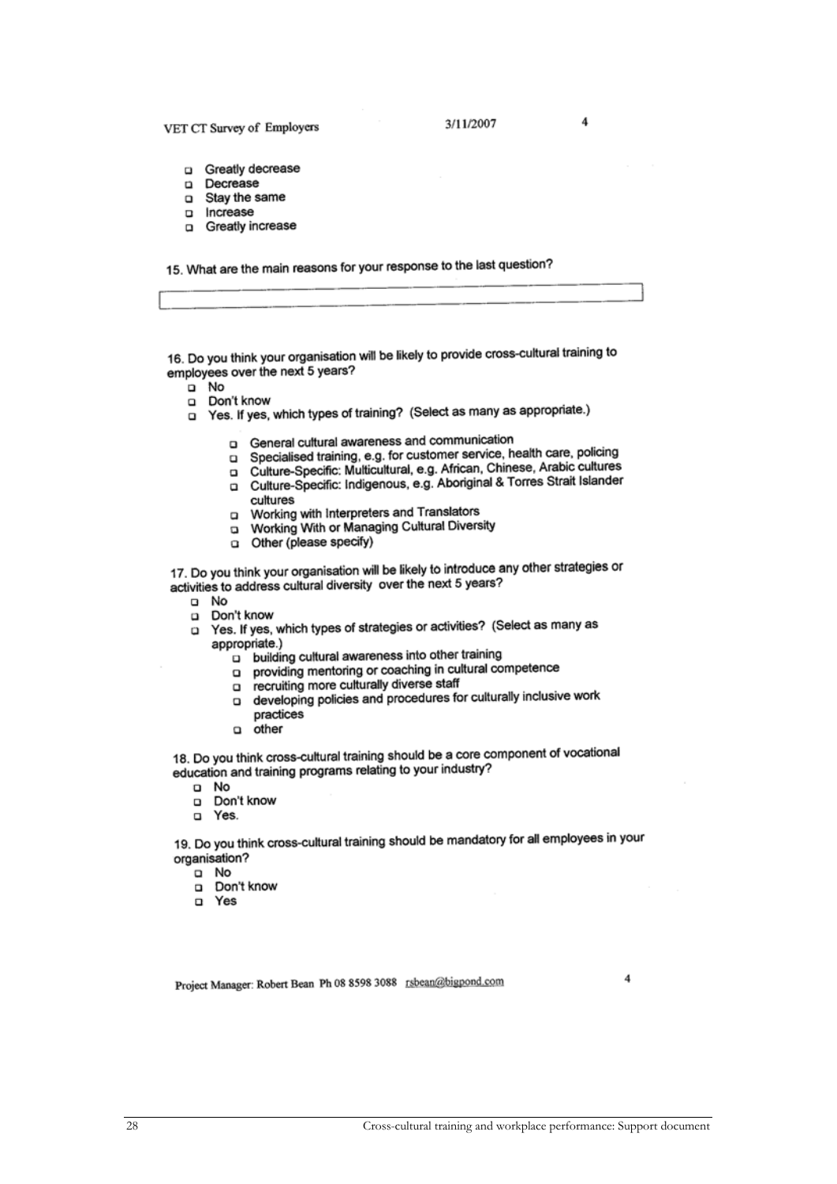- Greatly decrease
- Decrease
- Stay the same
- Increase
- Greatly increase

15. What are the main reasons for your response to the last question?

16. Do you think your organisation will be likely to provide cross-cultural training to employees over the next 5 years?

- No
- Don't know
- Yes. If yes, which types of training? (Select as many as appropriate.)
  - General cultural awareness and communication
  - Specialised training, e.g. for customer service, health care, policing
  - Culture-Specific: Multicultural, e.g. African, Chinese, Arabic cultures
  - Culture-Specific: Indigenous, e.g. Aboriginal & Torres Strait Islander cultures
  - Working with Interpreters and Translators
  - Working With or Managing Cultural Diversity
  - Other (please specify)

17. Do you think your organisation will be likely to introduce any other strategies or activities to address cultural diversity over the next 5 years?

- No
- Don't know
- Yes. If yes, which types of strategies or activities? (Select as many as appropriate.)
  - building cultural awareness into other training
  - providing mentoring or coaching in cultural competence
  - recruiting more culturally diverse staff
  - developing policies and procedures for culturally inclusive work practices
  - other

18. Do you think cross-cultural training should be a core component of vocational education and training programs relating to your industry?

- No
- Don't know
- Yes.

19. Do you think cross-cultural training should be mandatory for all employees in your organisation?

- No
- Don't know
- Yes

Project Manager: Robert Bean Ph 08 8598 3088 rsbean@bigpond.com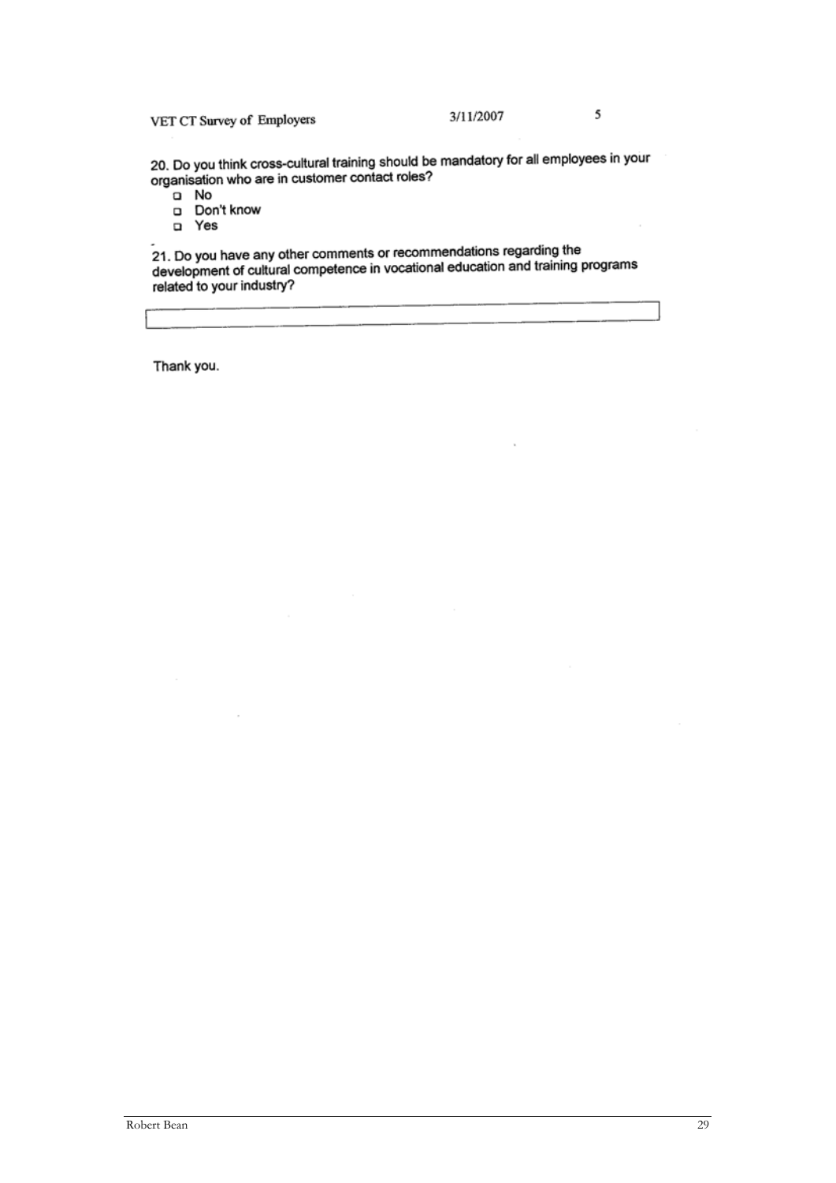20. Do you think cross-cultural training should be mandatory for all employees in your organisation who are in customer contact roles?

- ❑ No
- ❑ Don't know
- ❑ Yes

21. Do you have any other comments or recommendations regarding the development of cultural competence in vocational education and training programs related to your industry?

| |
|---|
| |

Thank you.